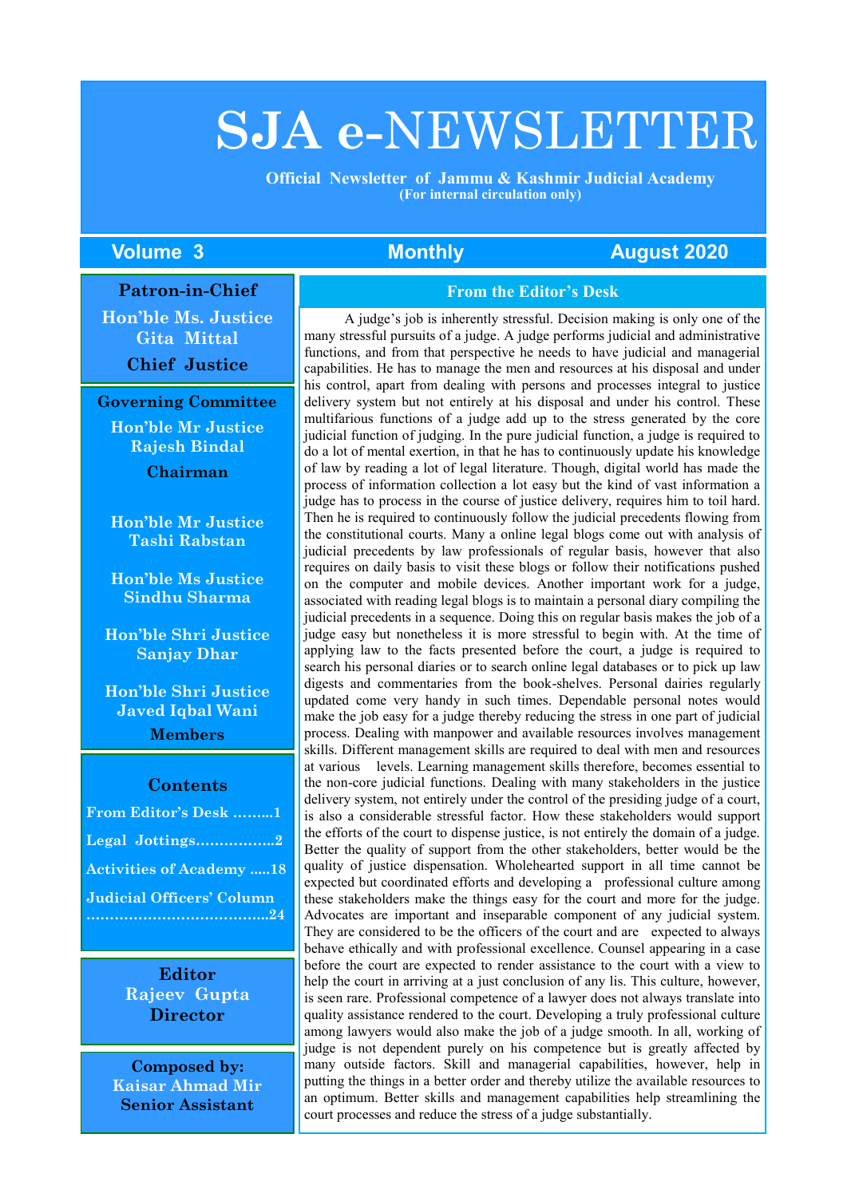# SJA e-NEWSLETTER

**Official Newsletter of Jammu & Kashmir Judicial Academy**
**(For internal circulation only)**

**Volume 3** | **Monthly** | **August 2020**

**Patron-in-Chief**
**Hon'ble Ms. Justice Gita Mittal**
**Chief Justice**

**Governing Committee**

**Hon'ble Mr Justice Rajesh Bindal**
**Chairman**

**Hon'ble Mr Justice Tashi Rabstan**

**Hon'ble Ms Justice Sindhu Sharma**

**Hon'ble Shri Justice Sanjay Dhar**

**Hon'ble Shri Justice Javed Iqbal Wani**
**Members**

**Contents**

- From Editor's Desk .........1
- Legal Jottings..................2
- Activities of Academy .....18
- Judicial Officers' Column ......................................24

**Editor**
**Rajeev Gupta**
**Director**

**Composed by:**
**Kaisar Ahmad Mir**
**Senior Assistant**

## From the Editor's Desk

A judge's job is inherently stressful. Decision making is only one of the many stressful pursuits of a judge. A judge performs judicial and administrative functions, and from that perspective he needs to have judicial and managerial capabilities. He has to manage the men and resources at his disposal and under his control, apart from dealing with persons and processes integral to justice delivery system but not entirely at his disposal and under his control. These multifarious functions of a judge add up to the stress generated by the core judicial function of judging. In the pure judicial function, a judge is required to do a lot of mental exertion, in that he has to continuously update his knowledge of law by reading a lot of legal literature. Though, digital world has made the process of information collection a lot easy but the kind of vast information a judge has to process in the course of justice delivery, requires him to toil hard. Then he is required to continuously follow the judicial precedents flowing from the constitutional courts. Many a online legal blogs come out with analysis of judicial precedents by law professionals of regular basis, however that also requires on daily basis to visit these blogs or follow their notifications pushed on the computer and mobile devices. Another important work for a judge, associated with reading legal blogs is to maintain a personal diary compiling the judicial precedents in a sequence. Doing this on regular basis makes the job of a judge easy but nonetheless it is more stressful to begin with. At the time of applying law to the facts presented before the court, a judge is required to search his personal diaries or to search online legal databases or to pick up law digests and commentaries from the book-shelves. Personal dairies regularly updated come very handy in such times. Dependable personal notes would make the job easy for a judge thereby reducing the stress in one part of judicial process. Dealing with manpower and available resources involves management skills. Different management skills are required to deal with men and resources at various levels. Learning management skills therefore, becomes essential to the non-core judicial functions. Dealing with many stakeholders in the justice delivery system, not entirely under the control of the presiding judge of a court, is also a considerable stressful factor. How these stakeholders would support the efforts of the court to dispense justice, is not entirely the domain of a judge. Better the quality of support from the other stakeholders, better would be the quality of justice dispensation. Wholehearted support in all time cannot be expected but coordinated efforts and developing a professional culture among these stakeholders make the things easy for the court and more for the judge. Advocates are important and inseparable component of any judicial system. They are considered to be the officers of the court and are expected to always behave ethically and with professional excellence. Counsel appearing in a case before the court are expected to render assistance to the court with a view to help the court in arriving at a just conclusion of any lis. This culture, however, is seen rare. Professional competence of a lawyer does not always translate into quality assistance rendered to the court. Developing a truly professional culture among lawyers would also make the job of a judge smooth. In all, working of judge is not dependent purely on his competence but is greatly affected by many outside factors. Skill and managerial capabilities, however, help in putting the things in a better order and thereby utilize the available resources to an optimum. Better skills and management capabilities help streamlining the court processes and reduce the stress of a judge substantially.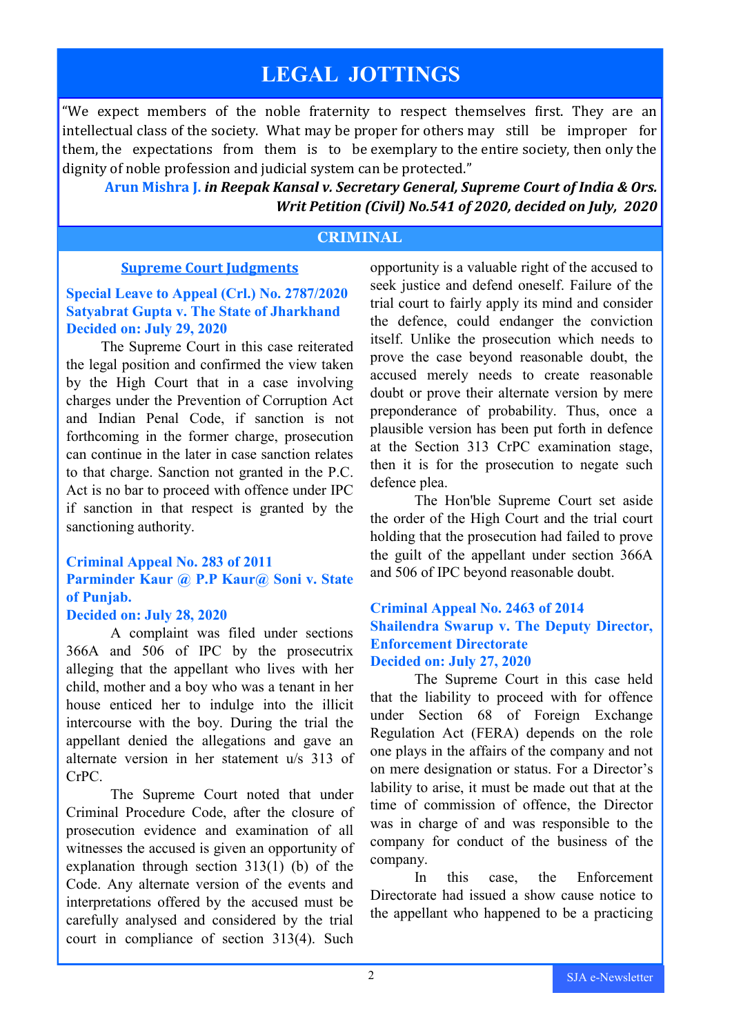# LEGAL JOTTINGS

"We expect members of the noble fraternity to respect themselves first. They are an intellectual class of the society. What may be proper for others may still be improper for them, the expectations from them is to be exemplary to the entire society, then only the dignity of noble profession and judicial system can be protected."

**Arun Mishra J.** ***in Reepak Kansal v. Secretary General, Supreme Court of India & Ors. Writ Petition (Civil) No.541 of 2020, decided on July, 2020***

## CRIMINAL

### Supreme Court Judgments

**Special Leave to Appeal (Crl.) No. 2787/2020**
**Satyabrat Gupta v. The State of Jharkhand**
**Decided on: July 29, 2020**

The Supreme Court in this case reiterated the legal position and confirmed the view taken by the High Court that in a case involving charges under the Prevention of Corruption Act and Indian Penal Code, if sanction is not forthcoming in the former charge, prosecution can continue in the later in case sanction relates to that charge. Sanction not granted in the P.C. Act is no bar to proceed with offence under IPC if sanction in that respect is granted by the sanctioning authority.

**Criminal Appeal No. 283 of 2011**
**Parminder Kaur @ P.P Kaur@ Soni v. State of Punjab.**
**Decided on: July 28, 2020**

A complaint was filed under sections 366A and 506 of IPC by the prosecutrix alleging that the appellant who lives with her child, mother and a boy who was a tenant in her house enticed her to indulge into the illicit intercourse with the boy. During the trial the appellant denied the allegations and gave an alternate version in her statement u/s 313 of CrPC.

The Supreme Court noted that under Criminal Procedure Code, after the closure of prosecution evidence and examination of all witnesses the accused is given an opportunity of explanation through section 313(1) (b) of the Code. Any alternate version of the events and interpretations offered by the accused must be carefully analysed and considered by the trial court in compliance of section 313(4). Such opportunity is a valuable right of the accused to seek justice and defend oneself. Failure of the trial court to fairly apply its mind and consider the defence, could endanger the conviction itself. Unlike the prosecution which needs to prove the case beyond reasonable doubt, the accused merely needs to create reasonable doubt or prove their alternate version by mere preponderance of probability. Thus, once a plausible version has been put forth in defence at the Section 313 CrPC examination stage, then it is for the prosecution to negate such defence plea.

The Hon'ble Supreme Court set aside the order of the High Court and the trial court holding that the prosecution had failed to prove the guilt of the appellant under section 366A and 506 of IPC beyond reasonable doubt.

**Criminal Appeal No. 2463 of 2014**
**Shailendra Swarup v. The Deputy Director, Enforcement Directorate**
**Decided on: July 27, 2020**

The Supreme Court in this case held that the liability to proceed with for offence under Section 68 of Foreign Exchange Regulation Act (FERA) depends on the role one plays in the affairs of the company and not on mere designation or status. For a Director's lability to arise, it must be made out that at the time of commission of offence, the Director was in charge of and was responsible to the company for conduct of the business of the company.

In this case, the Enforcement Directorate had issued a show cause notice to the appellant who happened to be a practicing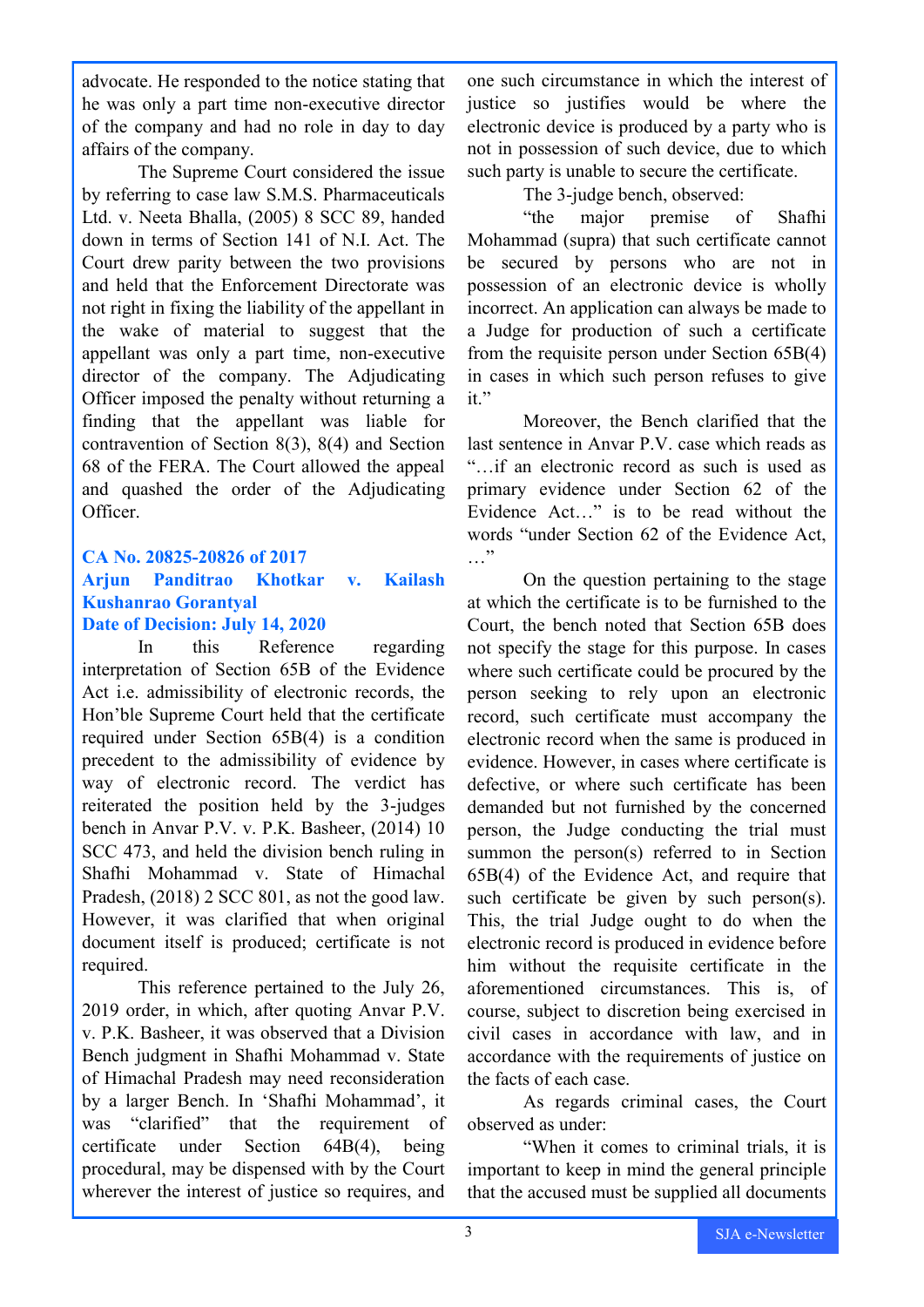advocate. He responded to the notice stating that he was only a part time non-executive director of the company and had no role in day to day affairs of the company.

The Supreme Court considered the issue by referring to case law S.M.S. Pharmaceuticals Ltd. v. Neeta Bhalla, (2005) 8 SCC 89, handed down in terms of Section 141 of N.I. Act. The Court drew parity between the two provisions and held that the Enforcement Directorate was not right in fixing the liability of the appellant in the wake of material to suggest that the appellant was only a part time, non-executive director of the company. The Adjudicating Officer imposed the penalty without returning a finding that the appellant was liable for contravention of Section 8(3), 8(4) and Section 68 of the FERA. The Court allowed the appeal and quashed the order of the Adjudicating Officer.

**CA No. 20825-20826 of 2017**
**Arjun Panditrao Khotkar v. Kailash Kushanrao Gorantyal**
**Date of Decision: July 14, 2020**

In this Reference regarding interpretation of Section 65B of the Evidence Act i.e. admissibility of electronic records, the Hon'ble Supreme Court held that the certificate required under Section 65B(4) is a condition precedent to the admissibility of evidence by way of electronic record. The verdict has reiterated the position held by the 3-judges bench in Anvar P.V. v. P.K. Basheer, (2014) 10 SCC 473, and held the division bench ruling in Shafhi Mohammad v. State of Himachal Pradesh, (2018) 2 SCC 801, as not the good law. However, it was clarified that when original document itself is produced; certificate is not required.

This reference pertained to the July 26, 2019 order, in which, after quoting Anvar P.V. v. P.K. Basheer, it was observed that a Division Bench judgment in Shafhi Mohammad v. State of Himachal Pradesh may need reconsideration by a larger Bench. In 'Shafhi Mohammad', it was "clarified" that the requirement of certificate under Section 64B(4), being procedural, may be dispensed with by the Court wherever the interest of justice so requires, and one such circumstance in which the interest of justice so justifies would be where the electronic device is produced by a party who is not in possession of such device, due to which such party is unable to secure the certificate.

The 3-judge bench, observed:

"the major premise of Shafhi Mohammad (supra) that such certificate cannot be secured by persons who are not in possession of an electronic device is wholly incorrect. An application can always be made to a Judge for production of such a certificate from the requisite person under Section 65B(4) in cases in which such person refuses to give it."

Moreover, the Bench clarified that the last sentence in Anvar P.V. case which reads as "…if an electronic record as such is used as primary evidence under Section 62 of the Evidence Act…" is to be read without the words "under Section 62 of the Evidence Act, …"

On the question pertaining to the stage at which the certificate is to be furnished to the Court, the bench noted that Section 65B does not specify the stage for this purpose. In cases where such certificate could be procured by the person seeking to rely upon an electronic record, such certificate must accompany the electronic record when the same is produced in evidence. However, in cases where certificate is defective, or where such certificate has been demanded but not furnished by the concerned person, the Judge conducting the trial must summon the person(s) referred to in Section 65B(4) of the Evidence Act, and require that such certificate be given by such person(s). This, the trial Judge ought to do when the electronic record is produced in evidence before him without the requisite certificate in the aforementioned circumstances. This is, of course, subject to discretion being exercised in civil cases in accordance with law, and in accordance with the requirements of justice on the facts of each case.

As regards criminal cases, the Court observed as under:

"When it comes to criminal trials, it is important to keep in mind the general principle that the accused must be supplied all documents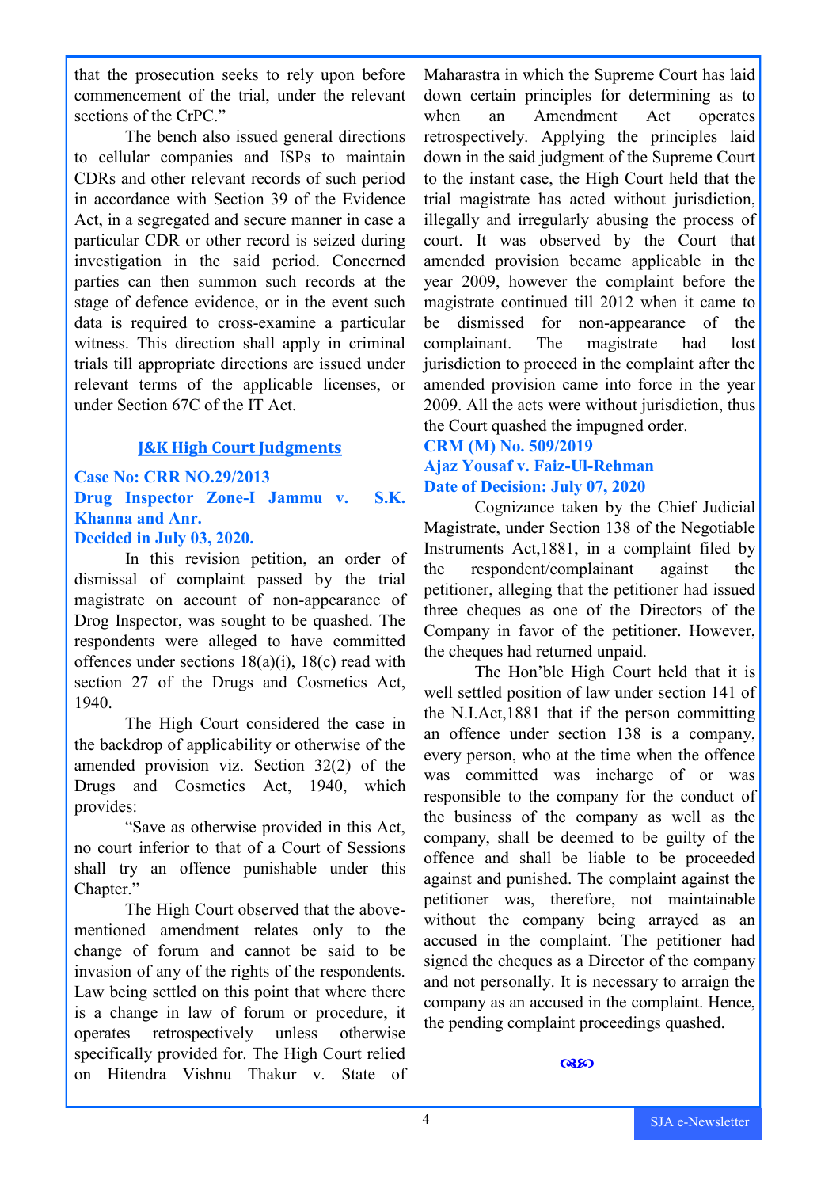that the prosecution seeks to rely upon before commencement of the trial, under the relevant sections of the CrPC."

The bench also issued general directions to cellular companies and ISPs to maintain CDRs and other relevant records of such period in accordance with Section 39 of the Evidence Act, in a segregated and secure manner in case a particular CDR or other record is seized during investigation in the said period. Concerned parties can then summon such records at the stage of defence evidence, or in the event such data is required to cross-examine a particular witness. This direction shall apply in criminal trials till appropriate directions are issued under relevant terms of the applicable licenses, or under Section 67C of the IT Act.

## J&K High Court Judgments

**Case No: CRR NO.29/2013**
**Drug Inspector Zone-I Jammu v. S.K. Khanna and Anr.**
**Decided in July 03, 2020.**

In this revision petition, an order of dismissal of complaint passed by the trial magistrate on account of non-appearance of Drog Inspector, was sought to be quashed. The respondents were alleged to have committed offences under sections 18(a)(i), 18(c) read with section 27 of the Drugs and Cosmetics Act, 1940.

The High Court considered the case in the backdrop of applicability or otherwise of the amended provision viz. Section 32(2) of the Drugs and Cosmetics Act, 1940, which provides:

"Save as otherwise provided in this Act, no court inferior to that of a Court of Sessions shall try an offence punishable under this Chapter."

The High Court observed that the above-mentioned amendment relates only to the change of forum and cannot be said to be invasion of any of the rights of the respondents. Law being settled on this point that where there is a change in law of forum or procedure, it operates retrospectively unless otherwise specifically provided for. The High Court relied on Hitendra Vishnu Thakur v. State of Maharastra in which the Supreme Court has laid down certain principles for determining as to when an Amendment Act operates retrospectively. Applying the principles laid down in the said judgment of the Supreme Court to the instant case, the High Court held that the trial magistrate has acted without jurisdiction, illegally and irregularly abusing the process of court. It was observed by the Court that amended provision became applicable in the year 2009, however the complaint before the magistrate continued till 2012 when it came to be dismissed for non-appearance of the complainant. The magistrate had lost jurisdiction to proceed in the complaint after the amended provision came into force in the year 2009. All the acts were without jurisdiction, thus the Court quashed the impugned order.

**CRM (M) No. 509/2019**
**Ajaz Yousaf v. Faiz-Ul-Rehman**
**Date of Decision: July 07, 2020**

Cognizance taken by the Chief Judicial Magistrate, under Section 138 of the Negotiable Instruments Act,1881, in a complaint filed by the respondent/complainant against the petitioner, alleging that the petitioner had issued three cheques as one of the Directors of the Company in favor of the petitioner. However, the cheques had returned unpaid.

The Hon'ble High Court held that it is well settled position of law under section 141 of the N.I.Act,1881 that if the person committing an offence under section 138 is a company, every person, who at the time when the offence was committed was incharge of or was responsible to the company for the conduct of the business of the company as well as the company, shall be deemed to be guilty of the offence and shall be liable to be proceeded against and punished. The complaint against the petitioner was, therefore, not maintainable without the company being arrayed as an accused in the complaint. The petitioner had signed the cheques as a Director of the company and not personally. It is necessary to arraign the company as an accused in the complaint. Hence, the pending complaint proceedings quashed.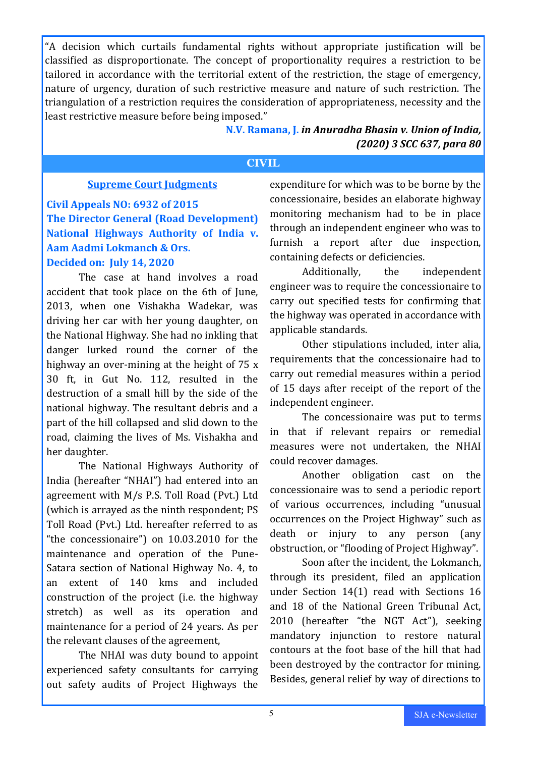"A decision which curtails fundamental rights without appropriate justification will be classified as disproportionate. The concept of proportionality requires a restriction to be tailored in accordance with the territorial extent of the restriction, the stage of emergency, nature of urgency, duration of such restrictive measure and nature of such restriction. The triangulation of a restriction requires the consideration of appropriateness, necessity and the least restrictive measure before being imposed."

**N.V. Ramana, J.** ***in Anuradha Bhasin v. Union of India, (2020) 3 SCC 637, para 80***

## CIVIL

### Supreme Court Judgments

**Civil Appeals NO: 6932 of 2015**
**The Director General (Road Development) National Highways Authority of India v. Aam Aadmi Lokmanch & Ors.**
**Decided on: July 14, 2020**

The case at hand involves a road accident that took place on the 6th of June, 2013, when one Vishakha Wadekar, was driving her car with her young daughter, on the National Highway. She had no inkling that danger lurked round the corner of the highway an over-mining at the height of 75 x 30 ft, in Gut No. 112, resulted in the destruction of a small hill by the side of the national highway. The resultant debris and a part of the hill collapsed and slid down to the road, claiming the lives of Ms. Vishakha and her daughter.

The National Highways Authority of India (hereafter "NHAI") had entered into an agreement with M/s P.S. Toll Road (Pvt.) Ltd (which is arrayed as the ninth respondent; PS Toll Road (Pvt.) Ltd. hereafter referred to as "the concessionaire") on 10.03.2010 for the maintenance and operation of the Pune-Satara section of National Highway No. 4, to an extent of 140 kms and included construction of the project (i.e. the highway stretch) as well as its operation and maintenance for a period of 24 years. As per the relevant clauses of the agreement,

The NHAI was duty bound to appoint experienced safety consultants for carrying out safety audits of Project Highways the expenditure for which was to be borne by the concessionaire, besides an elaborate highway monitoring mechanism had to be in place through an independent engineer who was to furnish a report after due inspection, containing defects or deficiencies.

Additionally, the independent engineer was to require the concessionaire to carry out specified tests for confirming that the highway was operated in accordance with applicable standards.

Other stipulations included, inter alia, requirements that the concessionaire had to carry out remedial measures within a period of 15 days after receipt of the report of the independent engineer.

The concessionaire was put to terms in that if relevant repairs or remedial measures were not undertaken, the NHAI could recover damages.

Another obligation cast on the concessionaire was to send a periodic report of various occurrences, including "unusual occurrences on the Project Highway" such as death or injury to any person (any obstruction, or "flooding of Project Highway".

Soon after the incident, the Lokmanch, through its president, filed an application under Section 14(1) read with Sections 16 and 18 of the National Green Tribunal Act, 2010 (hereafter "the NGT Act"), seeking mandatory injunction to restore natural contours at the foot base of the hill that had been destroyed by the contractor for mining. Besides, general relief by way of directions to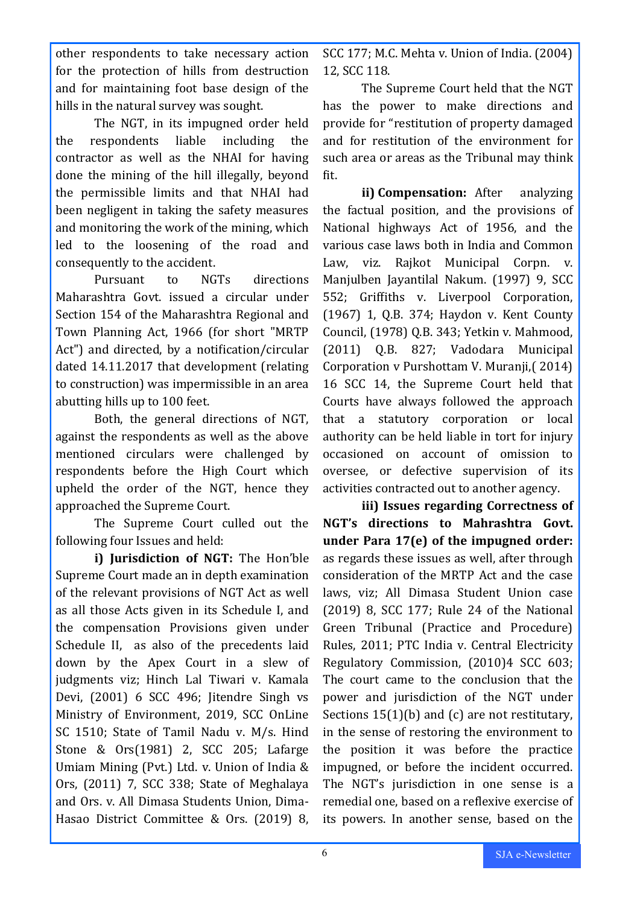other respondents to take necessary action for the protection of hills from destruction and for maintaining foot base design of the hills in the natural survey was sought.

The NGT, in its impugned order held the respondents liable including the contractor as well as the NHAI for having done the mining of the hill illegally, beyond the permissible limits and that NHAI had been negligent in taking the safety measures and monitoring the work of the mining, which led to the loosening of the road and consequently to the accident.

Pursuant to NGTs directions Maharashtra Govt. issued a circular under Section 154 of the Maharashtra Regional and Town Planning Act, 1966 (for short "MRTP Act") and directed, by a notification/circular dated 14.11.2017 that development (relating to construction) was impermissible in an area abutting hills up to 100 feet.

Both, the general directions of NGT, against the respondents as well as the above mentioned circulars were challenged by respondents before the High Court which upheld the order of the NGT, hence they approached the Supreme Court.

The Supreme Court culled out the following four Issues and held:

**i) Jurisdiction of NGT:** The Hon'ble Supreme Court made an in depth examination of the relevant provisions of NGT Act as well as all those Acts given in its Schedule I, and the compensation Provisions given under Schedule II, as also of the precedents laid down by the Apex Court in a slew of judgments viz; Hinch Lal Tiwari v. Kamala Devi, (2001) 6 SCC 496; Jitendre Singh vs Ministry of Environment, 2019, SCC OnLine SC 1510; State of Tamil Nadu v. M/s. Hind Stone & Ors(1981) 2, SCC 205; Lafarge Umiam Mining (Pvt.) Ltd. v. Union of India & Ors, (2011) 7, SCC 338; State of Meghalaya and Ors. v. All Dimasa Students Union, Dima-Hasao District Committee & Ors. (2019) 8, SCC 177; M.C. Mehta v. Union of India. (2004) 12, SCC 118.

The Supreme Court held that the NGT has the power to make directions and provide for "restitution of property damaged and for restitution of the environment for such area or areas as the Tribunal may think fit.

**ii) Compensation:** After analyzing the factual position, and the provisions of National highways Act of 1956, and the various case laws both in India and Common Law, viz. Rajkot Municipal Corpn. v. Manjulben Jayantilal Nakum. (1997) 9, SCC 552; Griffiths v. Liverpool Corporation, (1967) 1, Q.B. 374; Haydon v. Kent County Council, (1978) Q.B. 343; Yetkin v. Mahmood, (2011) Q.B. 827; Vadodara Municipal Corporation v Purshottam V. Muranji,( 2014) 16 SCC 14, the Supreme Court held that Courts have always followed the approach that a statutory corporation or local authority can be held liable in tort for injury occasioned on account of omission to oversee, or defective supervision of its activities contracted out to another agency.

**iii) Issues regarding Correctness of NGT's directions to Mahrashtra Govt. under Para 17(e) of the impugned order:** as regards these issues as well, after through consideration of the MRTP Act and the case laws, viz; All Dimasa Student Union case (2019) 8, SCC 177; Rule 24 of the National Green Tribunal (Practice and Procedure) Rules, 2011; PTC India v. Central Electricity Regulatory Commission, (2010)4 SCC 603; The court came to the conclusion that the power and jurisdiction of the NGT under Sections 15(1)(b) and (c) are not restitutary, in the sense of restoring the environment to the position it was before the practice impugned, or before the incident occurred. The NGT's jurisdiction in one sense is a remedial one, based on a reflexive exercise of its powers. In another sense, based on the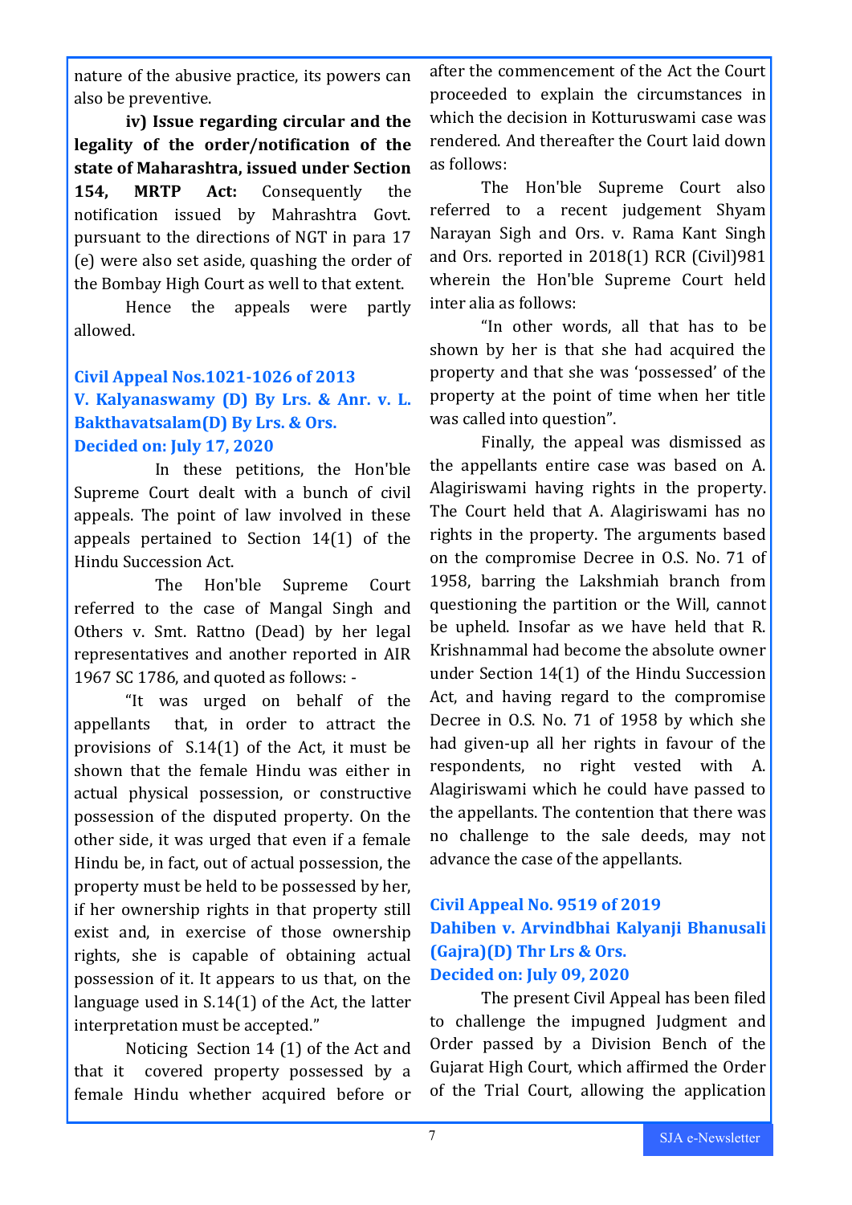nature of the abusive practice, its powers can also be preventive.

**iv) Issue regarding circular and the legality of the order/notification of the state of Maharashtra, issued under Section 154, MRTP Act:** Consequently the notification issued by Mahrashtra Govt. pursuant to the directions of NGT in para 17 (e) were also set aside, quashing the order of the Bombay High Court as well to that extent.

Hence the appeals were partly allowed.

### Civil Appeal Nos.1021-1026 of 2013
### V. Kalyanaswamy (D) By Lrs. & Anr. v. L. Bakthavatsalam(D) By Lrs. & Ors.
### Decided on: July 17, 2020

In these petitions, the Hon'ble Supreme Court dealt with a bunch of civil appeals. The point of law involved in these appeals pertained to Section 14(1) of the Hindu Succession Act.

The Hon'ble Supreme Court referred to the case of Mangal Singh and Others v. Smt. Rattno (Dead) by her legal representatives and another reported in AIR 1967 SC 1786, and quoted as follows: -

"It was urged on behalf of the appellants that, in order to attract the provisions of S.14(1) of the Act, it must be shown that the female Hindu was either in actual physical possession, or constructive possession of the disputed property. On the other side, it was urged that even if a female Hindu be, in fact, out of actual possession, the property must be held to be possessed by her, if her ownership rights in that property still exist and, in exercise of those ownership rights, she is capable of obtaining actual possession of it. It appears to us that, on the language used in S.14(1) of the Act, the latter interpretation must be accepted."

Noticing Section 14 (1) of the Act and that it covered property possessed by a female Hindu whether acquired before or after the commencement of the Act the Court proceeded to explain the circumstances in which the decision in Kotturuswami case was rendered. And thereafter the Court laid down as follows:

The Hon'ble Supreme Court also referred to a recent judgement Shyam Narayan Sigh and Ors. v. Rama Kant Singh and Ors. reported in 2018(1) RCR (Civil)981 wherein the Hon'ble Supreme Court held inter alia as follows:

"In other words, all that has to be shown by her is that she had acquired the property and that she was 'possessed' of the property at the point of time when her title was called into question".

Finally, the appeal was dismissed as the appellants entire case was based on A. Alagiriswami having rights in the property. The Court held that A. Alagiriswami has no rights in the property. The arguments based on the compromise Decree in O.S. No. 71 of 1958, barring the Lakshmiah branch from questioning the partition or the Will, cannot be upheld. Insofar as we have held that R. Krishnammal had become the absolute owner under Section 14(1) of the Hindu Succession Act, and having regard to the compromise Decree in O.S. No. 71 of 1958 by which she had given-up all her rights in favour of the respondents, no right vested with A. Alagiriswami which he could have passed to the appellants. The contention that there was no challenge to the sale deeds, may not advance the case of the appellants.

### Civil Appeal No. 9519 of 2019
### Dahiben v. Arvindbhai Kalyanji Bhanusali (Gajra)(D) Thr Lrs & Ors.
### Decided on: July 09, 2020

The present Civil Appeal has been filed to challenge the impugned Judgment and Order passed by a Division Bench of the Gujarat High Court, which affirmed the Order of the Trial Court, allowing the application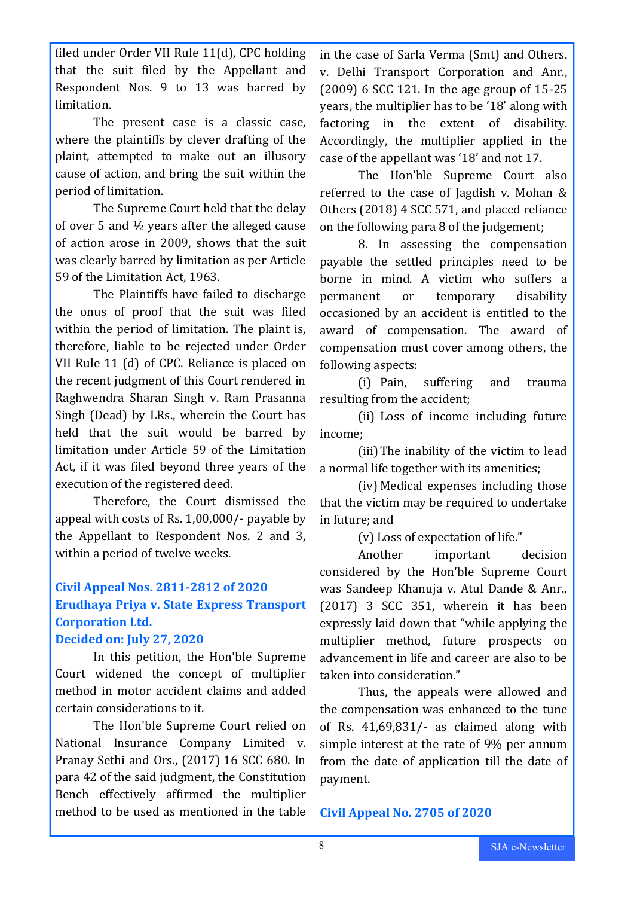filed under Order VII Rule 11(d), CPC holding that the suit filed by the Appellant and Respondent Nos. 9 to 13 was barred by limitation.

The present case is a classic case, where the plaintiffs by clever drafting of the plaint, attempted to make out an illusory cause of action, and bring the suit within the period of limitation.

The Supreme Court held that the delay of over 5 and ½ years after the alleged cause of action arose in 2009, shows that the suit was clearly barred by limitation as per Article 59 of the Limitation Act, 1963.

The Plaintiffs have failed to discharge the onus of proof that the suit was filed within the period of limitation. The plaint is, therefore, liable to be rejected under Order VII Rule 11 (d) of CPC. Reliance is placed on the recent judgment of this Court rendered in Raghwendra Sharan Singh v. Ram Prasanna Singh (Dead) by LRs., wherein the Court has held that the suit would be barred by limitation under Article 59 of the Limitation Act, if it was filed beyond three years of the execution of the registered deed.

Therefore, the Court dismissed the appeal with costs of Rs. 1,00,000/- payable by the Appellant to Respondent Nos. 2 and 3, within a period of twelve weeks.

### Civil Appeal Nos. 2811-2812 of 2020
### Erudhaya Priya v. State Express Transport Corporation Ltd.
### Decided on: July 27, 2020

In this petition, the Hon'ble Supreme Court widened the concept of multiplier method in motor accident claims and added certain considerations to it.

The Hon'ble Supreme Court relied on National Insurance Company Limited v. Pranay Sethi and Ors., (2017) 16 SCC 680. In para 42 of the said judgment, the Constitution Bench effectively affirmed the multiplier method to be used as mentioned in the table in the case of Sarla Verma (Smt) and Others. v. Delhi Transport Corporation and Anr., (2009) 6 SCC 121. In the age group of 15-25 years, the multiplier has to be '18' along with factoring in the extent of disability. Accordingly, the multiplier applied in the case of the appellant was '18' and not 17.

The Hon'ble Supreme Court also referred to the case of Jagdish v. Mohan & Others (2018) 4 SCC 571, and placed reliance on the following para 8 of the judgement;

8. In assessing the compensation payable the settled principles need to be borne in mind. A victim who suffers a permanent or temporary disability occasioned by an accident is entitled to the award of compensation. The award of compensation must cover among others, the following aspects:

(i) Pain, suffering and trauma resulting from the accident;

(ii) Loss of income including future income;

(iii) The inability of the victim to lead a normal life together with its amenities;

(iv) Medical expenses including those that the victim may be required to undertake in future; and

(v) Loss of expectation of life."

Another important decision considered by the Hon'ble Supreme Court was Sandeep Khanuja v. Atul Dande & Anr., (2017) 3 SCC 351, wherein it has been expressly laid down that "while applying the multiplier method, future prospects on advancement in life and career are also to be taken into consideration."

Thus, the appeals were allowed and the compensation was enhanced to the tune of Rs. 41,69,831/- as claimed along with simple interest at the rate of 9% per annum from the date of application till the date of payment.

### Civil Appeal No. 2705 of 2020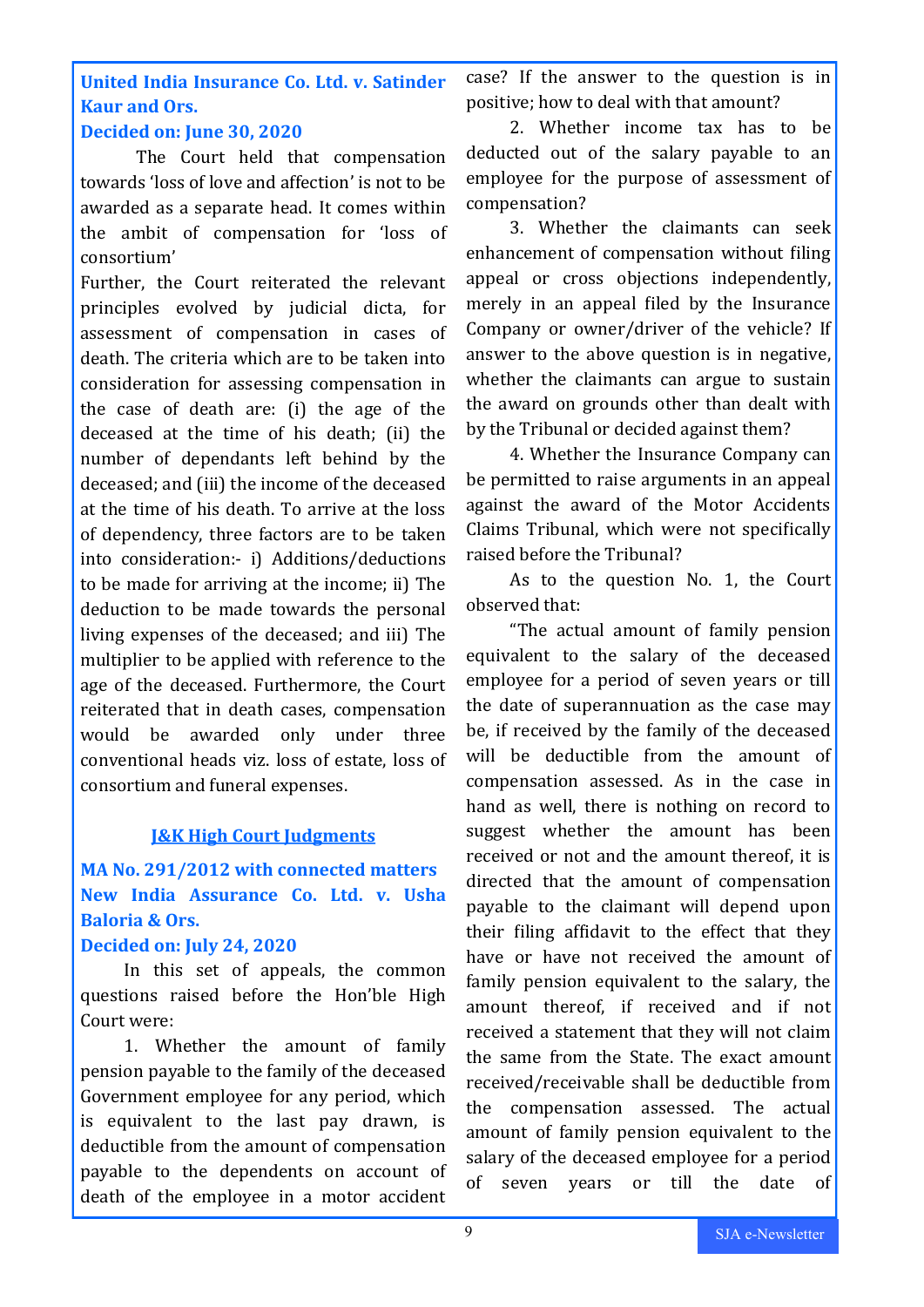**United India Insurance Co. Ltd. v. Satinder Kaur and Ors.**

**Decided on: June 30, 2020**

The Court held that compensation towards 'loss of love and affection' is not to be awarded as a separate head. It comes within the ambit of compensation for 'loss of consortium'

Further, the Court reiterated the relevant principles evolved by judicial dicta, for assessment of compensation in cases of death. The criteria which are to be taken into consideration for assessing compensation in the case of death are: (i) the age of the deceased at the time of his death; (ii) the number of dependants left behind by the deceased; and (iii) the income of the deceased at the time of his death. To arrive at the loss of dependency, three factors are to be taken into consideration:- i) Additions/deductions to be made for arriving at the income; ii) The deduction to be made towards the personal living expenses of the deceased; and iii) The multiplier to be applied with reference to the age of the deceased. Furthermore, the Court reiterated that in death cases, compensation would be awarded only under three conventional heads viz. loss of estate, loss of consortium and funeral expenses.

## J&K High Court Judgments

**MA No. 291/2012 with connected matters**

**New India Assurance Co. Ltd. v. Usha Baloria & Ors.**

**Decided on: July 24, 2020**

In this set of appeals, the common questions raised before the Hon'ble High Court were:

1. Whether the amount of family pension payable to the family of the deceased Government employee for any period, which is equivalent to the last pay drawn, is deductible from the amount of compensation payable to the dependents on account of death of the employee in a motor accident case? If the answer to the question is in positive; how to deal with that amount?

2. Whether income tax has to be deducted out of the salary payable to an employee for the purpose of assessment of compensation?

3. Whether the claimants can seek enhancement of compensation without filing appeal or cross objections independently, merely in an appeal filed by the Insurance Company or owner/driver of the vehicle? If answer to the above question is in negative, whether the claimants can argue to sustain the award on grounds other than dealt with by the Tribunal or decided against them?

4. Whether the Insurance Company can be permitted to raise arguments in an appeal against the award of the Motor Accidents Claims Tribunal, which were not specifically raised before the Tribunal?

As to the question No. 1, the Court observed that:

"The actual amount of family pension equivalent to the salary of the deceased employee for a period of seven years or till the date of superannuation as the case may be, if received by the family of the deceased will be deductible from the amount of compensation assessed. As in the case in hand as well, there is nothing on record to suggest whether the amount has been received or not and the amount thereof, it is directed that the amount of compensation payable to the claimant will depend upon their filing affidavit to the effect that they have or have not received the amount of family pension equivalent to the salary, the amount thereof, if received and if not received a statement that they will not claim the same from the State. The exact amount received/receivable shall be deductible from the compensation assessed. The actual amount of family pension equivalent to the salary of the deceased employee for a period of seven years or till the date of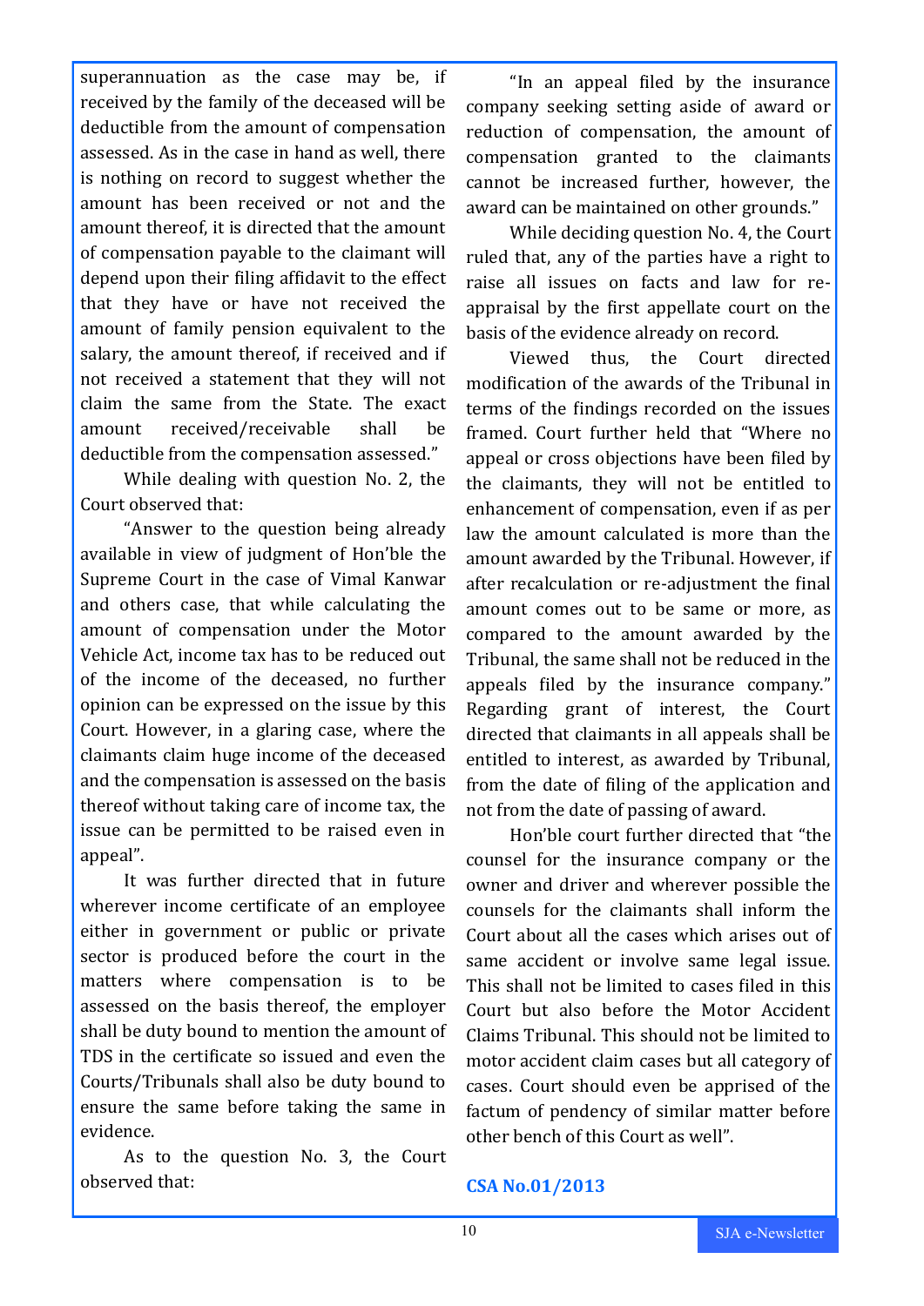superannuation as the case may be, if received by the family of the deceased will be deductible from the amount of compensation assessed. As in the case in hand as well, there is nothing on record to suggest whether the amount has been received or not and the amount thereof, it is directed that the amount of compensation payable to the claimant will depend upon their filing affidavit to the effect that they have or have not received the amount of family pension equivalent to the salary, the amount thereof, if received and if not received a statement that they will not claim the same from the State. The exact amount received/receivable shall be deductible from the compensation assessed."

While dealing with question No. 2, the Court observed that:

"Answer to the question being already available in view of judgment of Hon'ble the Supreme Court in the case of Vimal Kanwar and others case, that while calculating the amount of compensation under the Motor Vehicle Act, income tax has to be reduced out of the income of the deceased, no further opinion can be expressed on the issue by this Court. However, in a glaring case, where the claimants claim huge income of the deceased and the compensation is assessed on the basis thereof without taking care of income tax, the issue can be permitted to be raised even in appeal".

It was further directed that in future wherever income certificate of an employee either in government or public or private sector is produced before the court in the matters where compensation is to be assessed on the basis thereof, the employer shall be duty bound to mention the amount of TDS in the certificate so issued and even the Courts/Tribunals shall also be duty bound to ensure the same before taking the same in evidence.

As to the question No. 3, the Court observed that:

"In an appeal filed by the insurance company seeking setting aside of award or reduction of compensation, the amount of compensation granted to the claimants cannot be increased further, however, the award can be maintained on other grounds."

While deciding question No. 4, the Court ruled that, any of the parties have a right to raise all issues on facts and law for re-appraisal by the first appellate court on the basis of the evidence already on record.

Viewed thus, the Court directed modification of the awards of the Tribunal in terms of the findings recorded on the issues framed. Court further held that "Where no appeal or cross objections have been filed by the claimants, they will not be entitled to enhancement of compensation, even if as per law the amount calculated is more than the amount awarded by the Tribunal. However, if after recalculation or re-adjustment the final amount comes out to be same or more, as compared to the amount awarded by the Tribunal, the same shall not be reduced in the appeals filed by the insurance company." Regarding grant of interest, the Court directed that claimants in all appeals shall be entitled to interest, as awarded by Tribunal, from the date of filing of the application and not from the date of passing of award.

Hon'ble court further directed that "the counsel for the insurance company or the owner and driver and wherever possible the counsels for the claimants shall inform the Court about all the cases which arises out of same accident or involve same legal issue. This shall not be limited to cases filed in this Court but also before the Motor Accident Claims Tribunal. This should not be limited to motor accident claim cases but all category of cases. Court should even be apprised of the factum of pendency of similar matter before other bench of this Court as well".

**CSA No.01/2013**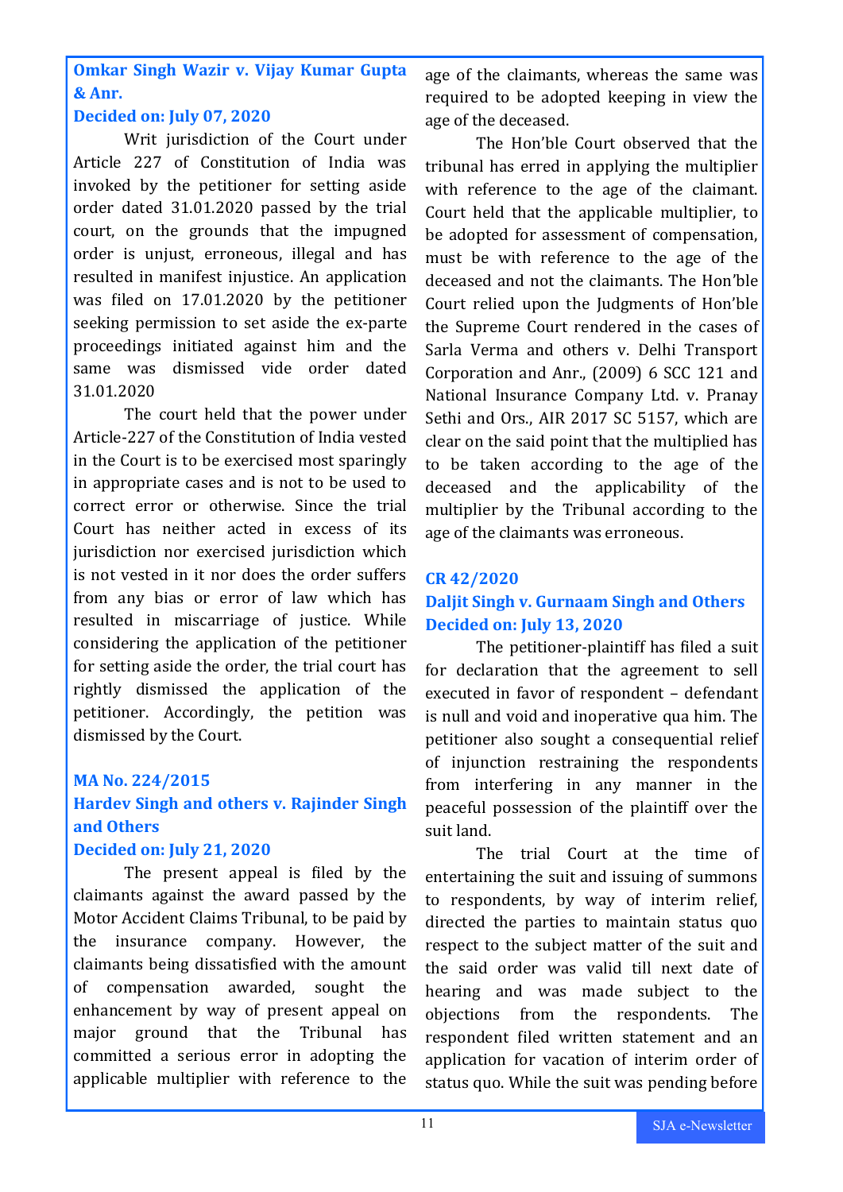**Omkar Singh Wazir v. Vijay Kumar Gupta & Anr.**

**Decided on: July 07, 2020**

Writ jurisdiction of the Court under Article 227 of Constitution of India was invoked by the petitioner for setting aside order dated 31.01.2020 passed by the trial court, on the grounds that the impugned order is unjust, erroneous, illegal and has resulted in manifest injustice. An application was filed on 17.01.2020 by the petitioner seeking permission to set aside the ex-parte proceedings initiated against him and the same was dismissed vide order dated 31.01.2020

The court held that the power under Article-227 of the Constitution of India vested in the Court is to be exercised most sparingly in appropriate cases and is not to be used to correct error or otherwise. Since the trial Court has neither acted in excess of its jurisdiction nor exercised jurisdiction which is not vested in it nor does the order suffers from any bias or error of law which has resulted in miscarriage of justice. While considering the application of the petitioner for setting aside the order, the trial court has rightly dismissed the application of the petitioner. Accordingly, the petition was dismissed by the Court.

**MA No. 224/2015**

**Hardev Singh and others v. Rajinder Singh and Others**

**Decided on: July 21, 2020**

The present appeal is filed by the claimants against the award passed by the Motor Accident Claims Tribunal, to be paid by the insurance company. However, the claimants being dissatisfied with the amount of compensation awarded, sought the enhancement by way of present appeal on major ground that the Tribunal has committed a serious error in adopting the applicable multiplier with reference to the age of the claimants, whereas the same was required to be adopted keeping in view the age of the deceased.

The Hon'ble Court observed that the tribunal has erred in applying the multiplier with reference to the age of the claimant. Court held that the applicable multiplier, to be adopted for assessment of compensation, must be with reference to the age of the deceased and not the claimants. The Hon'ble Court relied upon the Judgments of Hon'ble the Supreme Court rendered in the cases of Sarla Verma and others v. Delhi Transport Corporation and Anr., (2009) 6 SCC 121 and National Insurance Company Ltd. v. Pranay Sethi and Ors., AIR 2017 SC 5157, which are clear on the said point that the multiplied has to be taken according to the age of the deceased and the applicability of the multiplier by the Tribunal according to the age of the claimants was erroneous.

**CR 42/2020**

**Daljit Singh v. Gurnaam Singh and Others**

**Decided on: July 13, 2020**

The petitioner-plaintiff has filed a suit for declaration that the agreement to sell executed in favor of respondent – defendant is null and void and inoperative qua him. The petitioner also sought a consequential relief of injunction restraining the respondents from interfering in any manner in the peaceful possession of the plaintiff over the suit land.

The trial Court at the time of entertaining the suit and issuing of summons to respondents, by way of interim relief, directed the parties to maintain status quo respect to the subject matter of the suit and the said order was valid till next date of hearing and was made subject to the objections from the respondents. The respondent filed written statement and an application for vacation of interim order of status quo. While the suit was pending before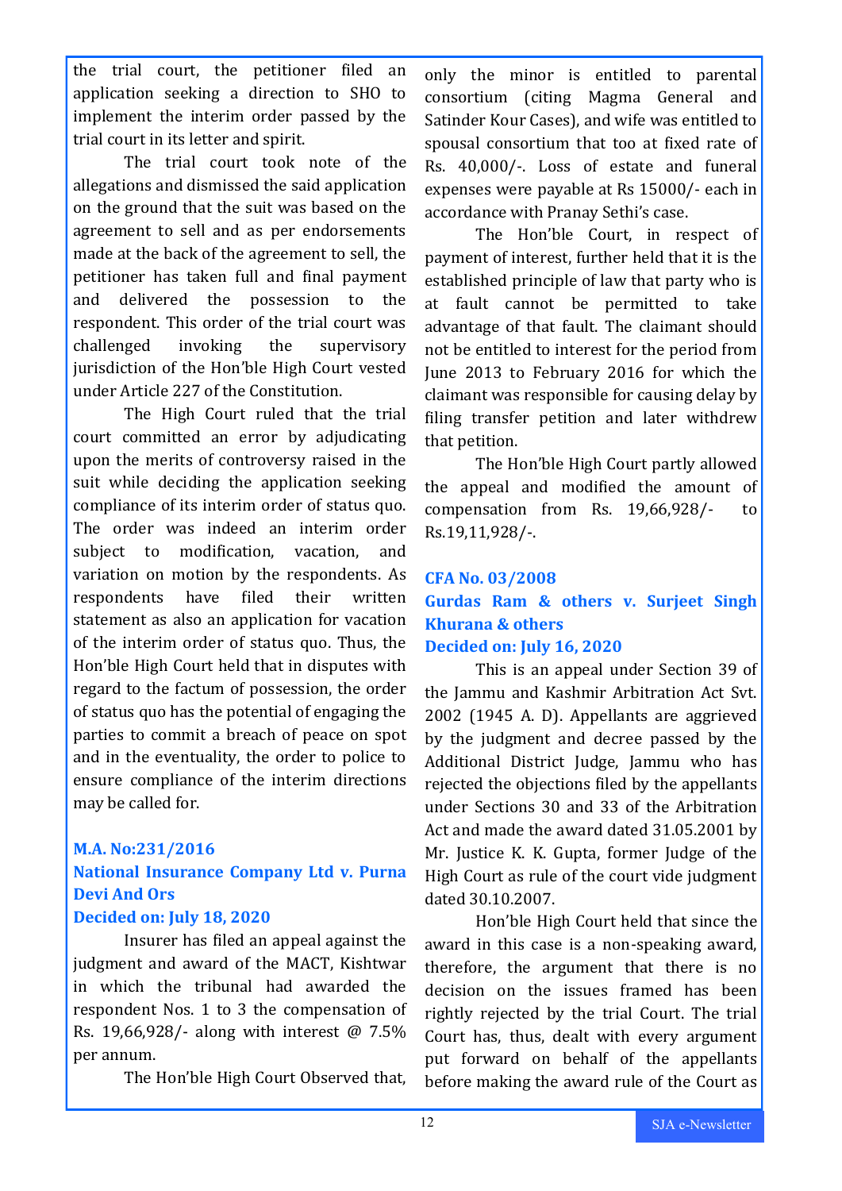the trial court, the petitioner filed an application seeking a direction to SHO to implement the interim order passed by the trial court in its letter and spirit.

The trial court took note of the allegations and dismissed the said application on the ground that the suit was based on the agreement to sell and as per endorsements made at the back of the agreement to sell, the petitioner has taken full and final payment and delivered the possession to the respondent. This order of the trial court was challenged invoking the supervisory jurisdiction of the Hon'ble High Court vested under Article 227 of the Constitution.

The High Court ruled that the trial court committed an error by adjudicating upon the merits of controversy raised in the suit while deciding the application seeking compliance of its interim order of status quo. The order was indeed an interim order subject to modification, vacation, and variation on motion by the respondents. As respondents have filed their written statement as also an application for vacation of the interim order of status quo. Thus, the Hon'ble High Court held that in disputes with regard to the factum of possession, the order of status quo has the potential of engaging the parties to commit a breach of peace on spot and in the eventuality, the order to police to ensure compliance of the interim directions may be called for.

### M.A. No:231/2016
### National Insurance Company Ltd v. Purna Devi And Ors
### Decided on: July 18, 2020

Insurer has filed an appeal against the judgment and award of the MACT, Kishtwar in which the tribunal had awarded the respondent Nos. 1 to 3 the compensation of Rs. 19,66,928/- along with interest @ 7.5% per annum.

The Hon'ble High Court Observed that, only the minor is entitled to parental consortium (citing Magma General and Satinder Kour Cases), and wife was entitled to spousal consortium that too at fixed rate of Rs. 40,000/-. Loss of estate and funeral expenses were payable at Rs 15000/- each in accordance with Pranay Sethi's case.

The Hon'ble Court, in respect of payment of interest, further held that it is the established principle of law that party who is at fault cannot be permitted to take advantage of that fault. The claimant should not be entitled to interest for the period from June 2013 to February 2016 for which the claimant was responsible for causing delay by filing transfer petition and later withdrew that petition.

The Hon'ble High Court partly allowed the appeal and modified the amount of compensation from Rs. 19,66,928/- to Rs.19,11,928/-.

### CFA No. 03/2008
### Gurdas Ram & others v. Surjeet Singh Khurana & others
### Decided on: July 16, 2020

This is an appeal under Section 39 of the Jammu and Kashmir Arbitration Act Svt. 2002 (1945 A. D). Appellants are aggrieved by the judgment and decree passed by the Additional District Judge, Jammu who has rejected the objections filed by the appellants under Sections 30 and 33 of the Arbitration Act and made the award dated 31.05.2001 by Mr. Justice K. K. Gupta, former Judge of the High Court as rule of the court vide judgment dated 30.10.2007.

Hon'ble High Court held that since the award in this case is a non-speaking award, therefore, the argument that there is no decision on the issues framed has been rightly rejected by the trial Court. The trial Court has, thus, dealt with every argument put forward on behalf of the appellants before making the award rule of the Court as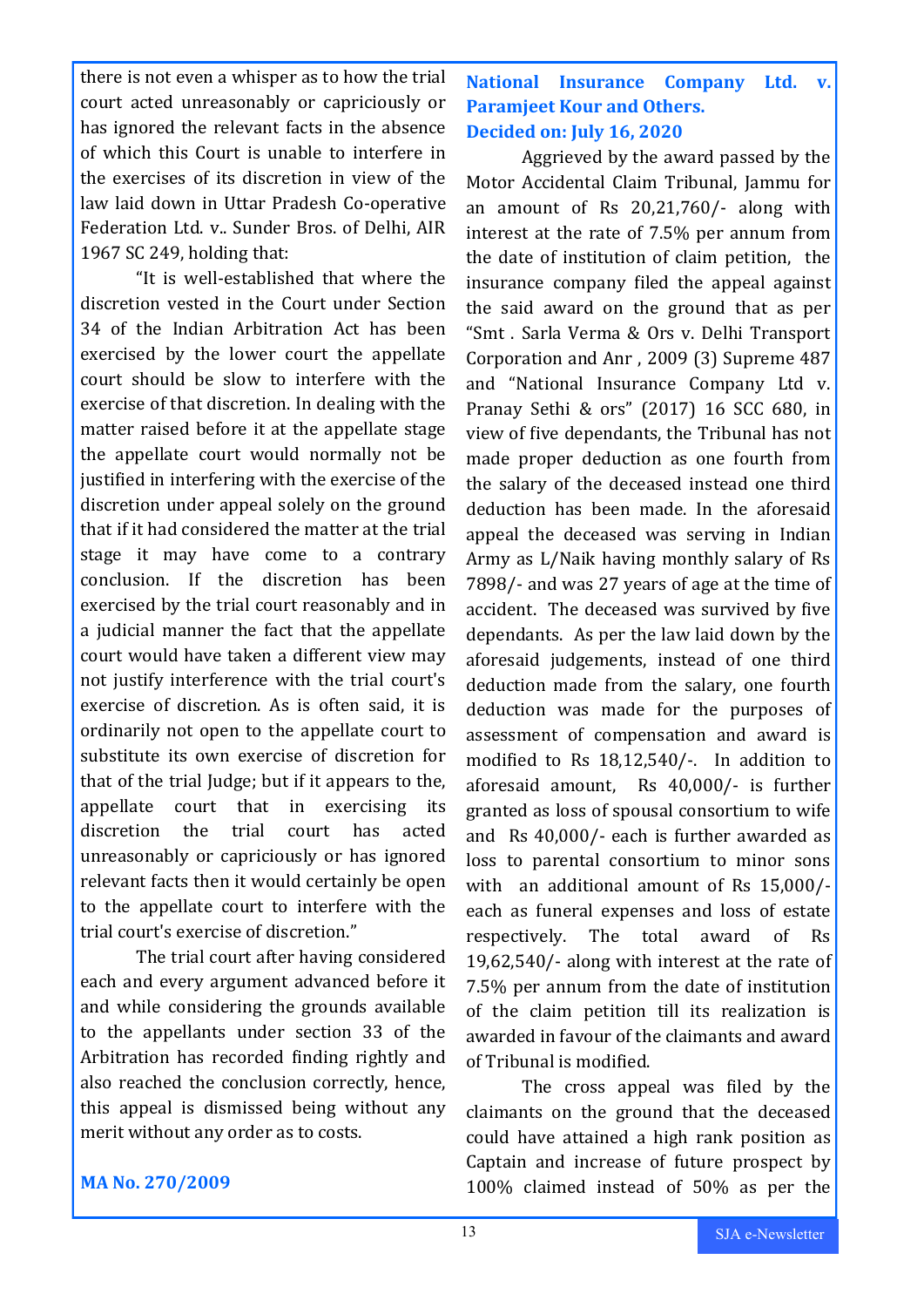there is not even a whisper as to how the trial court acted unreasonably or capriciously or has ignored the relevant facts in the absence of which this Court is unable to interfere in the exercises of its discretion in view of the law laid down in Uttar Pradesh Co-operative Federation Ltd. v.. Sunder Bros. of Delhi, AIR 1967 SC 249, holding that:

"It is well-established that where the discretion vested in the Court under Section 34 of the Indian Arbitration Act has been exercised by the lower court the appellate court should be slow to interfere with the exercise of that discretion. In dealing with the matter raised before it at the appellate stage the appellate court would normally not be justified in interfering with the exercise of the discretion under appeal solely on the ground that if it had considered the matter at the trial stage it may have come to a contrary conclusion. If the discretion has been exercised by the trial court reasonably and in a judicial manner the fact that the appellate court would have taken a different view may not justify interference with the trial court's exercise of discretion. As is often said, it is ordinarily not open to the appellate court to substitute its own exercise of discretion for that of the trial Judge; but if it appears to the, appellate court that in exercising its discretion the trial court has acted unreasonably or capriciously or has ignored relevant facts then it would certainly be open to the appellate court to interfere with the trial court's exercise of discretion."

The trial court after having considered each and every argument advanced before it and while considering the grounds available to the appellants under section 33 of the Arbitration has recorded finding rightly and also reached the conclusion correctly, hence, this appeal is dismissed being without any merit without any order as to costs.

**MA No. 270/2009**

**National Insurance Company Ltd. v. Paramjeet Kour and Others.**
**Decided on: July 16, 2020**

Aggrieved by the award passed by the Motor Accidental Claim Tribunal, Jammu for an amount of Rs 20,21,760/- along with interest at the rate of 7.5% per annum from the date of institution of claim petition, the insurance company filed the appeal against the said award on the ground that as per "Smt . Sarla Verma & Ors v. Delhi Transport Corporation and Anr , 2009 (3) Supreme 487 and "National Insurance Company Ltd v. Pranay Sethi & ors" (2017) 16 SCC 680, in view of five dependants, the Tribunal has not made proper deduction as one fourth from the salary of the deceased instead one third deduction has been made. In the aforesaid appeal the deceased was serving in Indian Army as L/Naik having monthly salary of Rs 7898/- and was 27 years of age at the time of accident. The deceased was survived by five dependants. As per the law laid down by the aforesaid judgements, instead of one third deduction made from the salary, one fourth deduction was made for the purposes of assessment of compensation and award is modified to Rs 18,12,540/-. In addition to aforesaid amount, Rs 40,000/- is further granted as loss of spousal consortium to wife and Rs 40,000/- each is further awarded as loss to parental consortium to minor sons with an additional amount of Rs 15,000/- each as funeral expenses and loss of estate respectively. The total award of Rs 19,62,540/- along with interest at the rate of 7.5% per annum from the date of institution of the claim petition till its realization is awarded in favour of the claimants and award of Tribunal is modified.

The cross appeal was filed by the claimants on the ground that the deceased could have attained a high rank position as Captain and increase of future prospect by 100% claimed instead of 50% as per the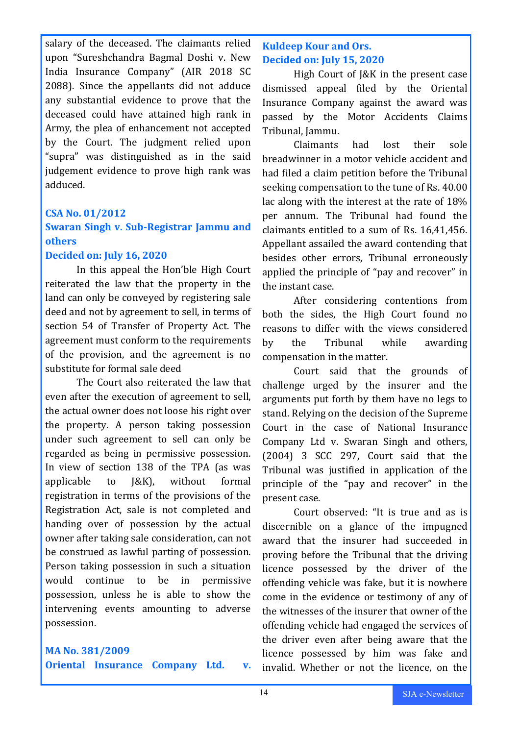salary of the deceased. The claimants relied upon "Sureshchandra Bagmal Doshi v. New India Insurance Company" (AIR 2018 SC 2088). Since the appellants did not adduce any substantial evidence to prove that the deceased could have attained high rank in Army, the plea of enhancement not accepted by the Court. The judgment relied upon "supra" was distinguished as in the said judgement evidence to prove high rank was adduced.

### CSA No. 01/2012
### Swaran Singh v. Sub-Registrar Jammu and others
### Decided on: July 16, 2020

In this appeal the Hon'ble High Court reiterated the law that the property in the land can only be conveyed by registering sale deed and not by agreement to sell, in terms of section 54 of Transfer of Property Act. The agreement must conform to the requirements of the provision, and the agreement is no substitute for formal sale deed

The Court also reiterated the law that even after the execution of agreement to sell, the actual owner does not loose his right over the property. A person taking possession under such agreement to sell can only be regarded as being in permissive possession. In view of section 138 of the TPA (as was applicable to J&K), without formal registration in terms of the provisions of the Registration Act, sale is not completed and handing over of possession by the actual owner after taking sale consideration, can not be construed as lawful parting of possession. Person taking possession in such a situation would continue to be in permissive possession, unless he is able to show the intervening events amounting to adverse possession.

### MA No. 381/2009
### Oriental Insurance Company Ltd. v. Kuldeep Kour and Ors.
### Decided on: July 15, 2020

High Court of J&K in the present case dismissed appeal filed by the Oriental Insurance Company against the award was passed by the Motor Accidents Claims Tribunal, Jammu.

Claimants had lost their sole breadwinner in a motor vehicle accident and had filed a claim petition before the Tribunal seeking compensation to the tune of Rs. 40.00 lac along with the interest at the rate of 18% per annum. The Tribunal had found the claimants entitled to a sum of Rs. 16,41,456. Appellant assailed the award contending that besides other errors, Tribunal erroneously applied the principle of "pay and recover" in the instant case.

After considering contentions from both the sides, the High Court found no reasons to differ with the views considered by the Tribunal while awarding compensation in the matter.

Court said that the grounds of challenge urged by the insurer and the arguments put forth by them have no legs to stand. Relying on the decision of the Supreme Court in the case of National Insurance Company Ltd v. Swaran Singh and others, (2004) 3 SCC 297, Court said that the Tribunal was justified in application of the principle of the "pay and recover" in the present case.

Court observed: "It is true and as is discernible on a glance of the impugned award that the insurer had succeeded in proving before the Tribunal that the driving licence possessed by the driver of the offending vehicle was fake, but it is nowhere come in the evidence or testimony of any of the witnesses of the insurer that owner of the offending vehicle had engaged the services of the driver even after being aware that the licence possessed by him was fake and invalid. Whether or not the licence, on the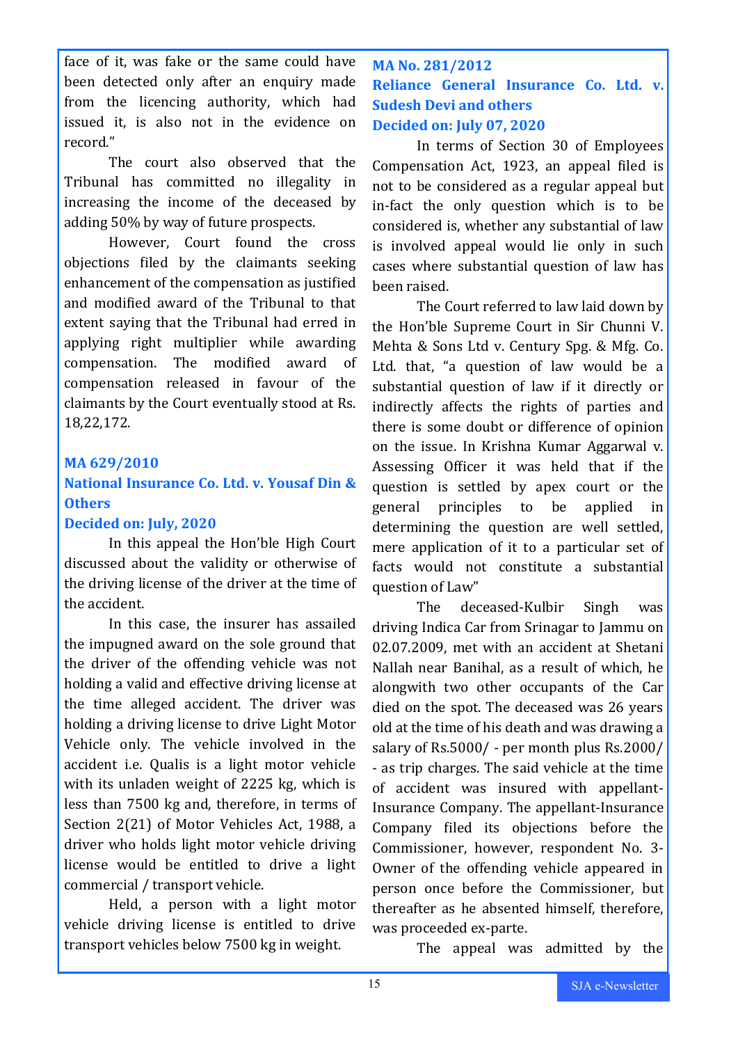face of it, was fake or the same could have been detected only after an enquiry made from the licencing authority, which had issued it, is also not in the evidence on record."

The court also observed that the Tribunal has committed no illegality in increasing the income of the deceased by adding 50% by way of future prospects.

However, Court found the cross objections filed by the claimants seeking enhancement of the compensation as justified and modified award of the Tribunal to that extent saying that the Tribunal had erred in applying right multiplier while awarding compensation. The modified award of compensation released in favour of the claimants by the Court eventually stood at Rs. 18,22,172.

### MA 629/2010
### National Insurance Co. Ltd. v. Yousaf Din & Others
### Decided on: July, 2020

In this appeal the Hon'ble High Court discussed about the validity or otherwise of the driving license of the driver at the time of the accident.

In this case, the insurer has assailed the impugned award on the sole ground that the driver of the offending vehicle was not holding a valid and effective driving license at the time alleged accident. The driver was holding a driving license to drive Light Motor Vehicle only. The vehicle involved in the accident i.e. Qualis is a light motor vehicle with its unladen weight of 2225 kg, which is less than 7500 kg and, therefore, in terms of Section 2(21) of Motor Vehicles Act, 1988, a driver who holds light motor vehicle driving license would be entitled to drive a light commercial / transport vehicle.

Held, a person with a light motor vehicle driving license is entitled to drive transport vehicles below 7500 kg in weight.

### MA No. 281/2012
### Reliance General Insurance Co. Ltd. v. Sudesh Devi and others
### Decided on: July 07, 2020

In terms of Section 30 of Employees Compensation Act, 1923, an appeal filed is not to be considered as a regular appeal but in-fact the only question which is to be considered is, whether any substantial of law is involved appeal would lie only in such cases where substantial question of law has been raised.

The Court referred to law laid down by the Hon'ble Supreme Court in Sir Chunni V. Mehta & Sons Ltd v. Century Spg. & Mfg. Co. Ltd. that, "a question of law would be a substantial question of law if it directly or indirectly affects the rights of parties and there is some doubt or difference of opinion on the issue. In Krishna Kumar Aggarwal v. Assessing Officer it was held that if the question is settled by apex court or the general principles to be applied in determining the question are well settled, mere application of it to a particular set of facts would not constitute a substantial question of Law"

The deceased-Kulbir Singh was driving Indica Car from Srinagar to Jammu on 02.07.2009, met with an accident at Shetani Nallah near Banihal, as a result of which, he alongwith two other occupants of the Car died on the spot. The deceased was 26 years old at the time of his death and was drawing a salary of Rs.5000/ - per month plus Rs.2000/ - as trip charges. The said vehicle at the time of accident was insured with appellant-Insurance Company. The appellant-Insurance Company filed its objections before the Commissioner, however, respondent No. 3-Owner of the offending vehicle appeared in person once before the Commissioner, but thereafter as he absented himself, therefore, was proceeded ex-parte.

The appeal was admitted by the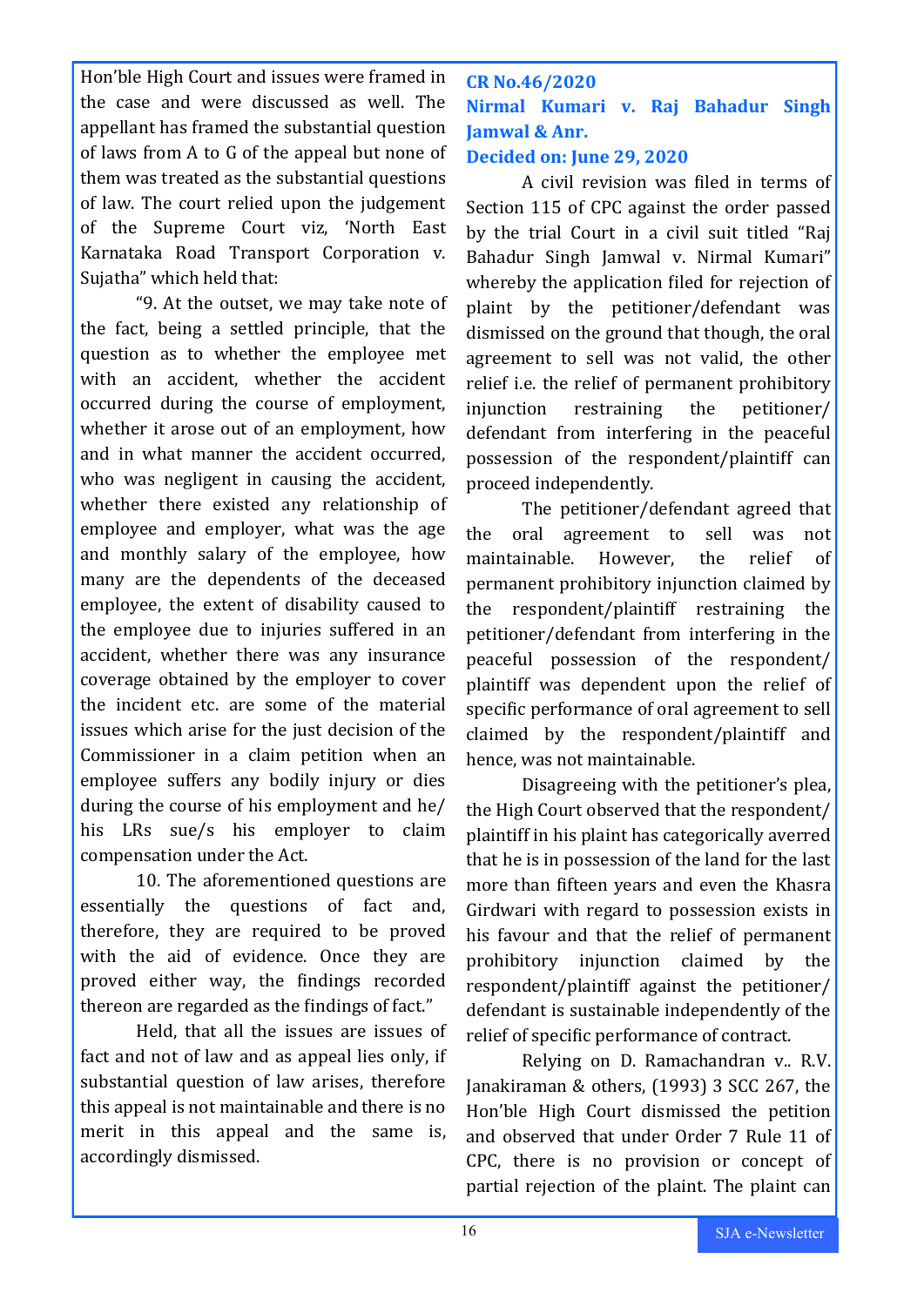Hon'ble High Court and issues were framed in the case and were discussed as well. The appellant has framed the substantial question of laws from A to G of the appeal but none of them was treated as the substantial questions of law. The court relied upon the judgement of the Supreme Court viz, 'North East Karnataka Road Transport Corporation v. Sujatha" which held that:

"9. At the outset, we may take note of the fact, being a settled principle, that the question as to whether the employee met with an accident, whether the accident occurred during the course of employment, whether it arose out of an employment, how and in what manner the accident occurred, who was negligent in causing the accident, whether there existed any relationship of employee and employer, what was the age and monthly salary of the employee, how many are the dependents of the deceased employee, the extent of disability caused to the employee due to injuries suffered in an accident, whether there was any insurance coverage obtained by the employer to cover the incident etc. are some of the material issues which arise for the just decision of the Commissioner in a claim petition when an employee suffers any bodily injury or dies during the course of his employment and he/ his LRs sue/s his employer to claim compensation under the Act.

10. The aforementioned questions are essentially the questions of fact and, therefore, they are required to be proved with the aid of evidence. Once they are proved either way, the findings recorded thereon are regarded as the findings of fact."

Held, that all the issues are issues of fact and not of law and as appeal lies only, if substantial question of law arises, therefore this appeal is not maintainable and there is no merit in this appeal and the same is, accordingly dismissed.

### CR No.46/2020
### Nirmal Kumari v. Raj Bahadur Singh Jamwal & Anr.
### Decided on: June 29, 2020

A civil revision was filed in terms of Section 115 of CPC against the order passed by the trial Court in a civil suit titled "Raj Bahadur Singh Jamwal v. Nirmal Kumari" whereby the application filed for rejection of plaint by the petitioner/defendant was dismissed on the ground that though, the oral agreement to sell was not valid, the other relief i.e. the relief of permanent prohibitory injunction restraining the petitioner/ defendant from interfering in the peaceful possession of the respondent/plaintiff can proceed independently.

The petitioner/defendant agreed that the oral agreement to sell was not maintainable. However, the relief of permanent prohibitory injunction claimed by the respondent/plaintiff restraining the petitioner/defendant from interfering in the peaceful possession of the respondent/ plaintiff was dependent upon the relief of specific performance of oral agreement to sell claimed by the respondent/plaintiff and hence, was not maintainable.

Disagreeing with the petitioner's plea, the High Court observed that the respondent/ plaintiff in his plaint has categorically averred that he is in possession of the land for the last more than fifteen years and even the Khasra Girdwari with regard to possession exists in his favour and that the relief of permanent prohibitory injunction claimed by the respondent/plaintiff against the petitioner/ defendant is sustainable independently of the relief of specific performance of contract.

Relying on D. Ramachandran v.. R.V. Janakiraman & others, (1993) 3 SCC 267, the Hon'ble High Court dismissed the petition and observed that under Order 7 Rule 11 of CPC, there is no provision or concept of partial rejection of the plaint. The plaint can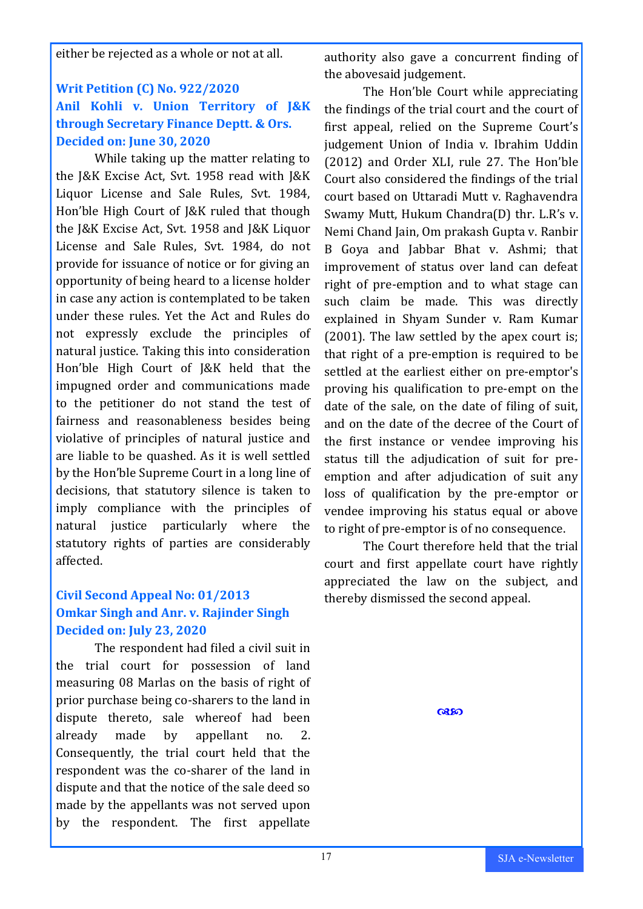either be rejected as a whole or not at all.

### Writ Petition (C) No. 922/2020
### Anil Kohli v. Union Territory of J&K through Secretary Finance Deptt. & Ors.
### Decided on: June 30, 2020

While taking up the matter relating to the J&K Excise Act, Svt. 1958 read with J&K Liquor License and Sale Rules, Svt. 1984, Hon'ble High Court of J&K ruled that though the J&K Excise Act, Svt. 1958 and J&K Liquor License and Sale Rules, Svt. 1984, do not provide for issuance of notice or for giving an opportunity of being heard to a license holder in case any action is contemplated to be taken under these rules. Yet the Act and Rules do not expressly exclude the principles of natural justice. Taking this into consideration Hon'ble High Court of J&K held that the impugned order and communications made to the petitioner do not stand the test of fairness and reasonableness besides being violative of principles of natural justice and are liable to be quashed. As it is well settled by the Hon'ble Supreme Court in a long line of decisions, that statutory silence is taken to imply compliance with the principles of natural justice particularly where the statutory rights of parties are considerably affected.

### Civil Second Appeal No: 01/2013
### Omkar Singh and Anr. v. Rajinder Singh
### Decided on: July 23, 2020

The respondent had filed a civil suit in the trial court for possession of land measuring 08 Marlas on the basis of right of prior purchase being co-sharers to the land in dispute thereto, sale whereof had been already made by appellant no. 2. Consequently, the trial court held that the respondent was the co-sharer of the land in dispute and that the notice of the sale deed so made by the appellants was not served upon by the respondent. The first appellate authority also gave a concurrent finding of the abovesaid judgement.

The Hon'ble Court while appreciating the findings of the trial court and the court of first appeal, relied on the Supreme Court's judgement Union of India v. Ibrahim Uddin (2012) and Order XLI, rule 27. The Hon'ble Court also considered the findings of the trial court based on Uttaradi Mutt v. Raghavendra Swamy Mutt, Hukum Chandra(D) thr. L.R's v. Nemi Chand Jain, Om prakash Gupta v. Ranbir B Goya and Jabbar Bhat v. Ashmi; that improvement of status over land can defeat right of pre-emption and to what stage can such claim be made. This was directly explained in Shyam Sunder v. Ram Kumar (2001). The law settled by the apex court is; that right of a pre-emption is required to be settled at the earliest either on pre-emptor's proving his qualification to pre-empt on the date of the sale, on the date of filing of suit, and on the date of the decree of the Court of the first instance or vendee improving his status till the adjudication of suit for pre-emption and after adjudication of suit any loss of qualification by the pre-emptor or vendee improving his status equal or above to right of pre-emptor is of no consequence.

The Court therefore held that the trial court and first appellate court have rightly appreciated the law on the subject, and thereby dismissed the second appeal.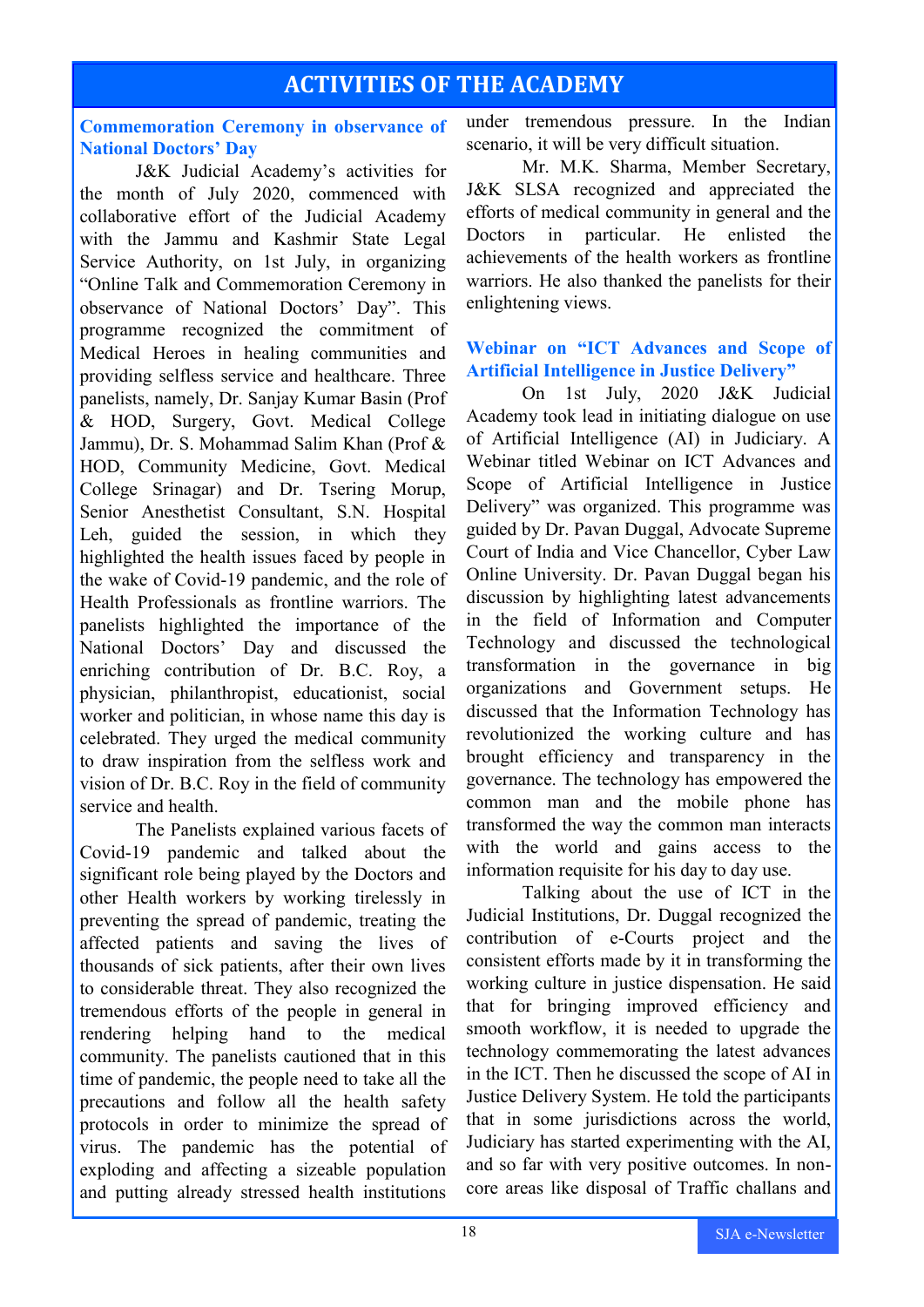# ACTIVITIES OF THE ACADEMY

### Commemoration Ceremony in observance of National Doctors' Day

J&K Judicial Academy's activities for the month of July 2020, commenced with collaborative effort of the Judicial Academy with the Jammu and Kashmir State Legal Service Authority, on 1st July, in organizing "Online Talk and Commemoration Ceremony in observance of National Doctors' Day". This programme recognized the commitment of Medical Heroes in healing communities and providing selfless service and healthcare. Three panelists, namely, Dr. Sanjay Kumar Basin (Prof & HOD, Surgery, Govt. Medical College Jammu), Dr. S. Mohammad Salim Khan (Prof & HOD, Community Medicine, Govt. Medical College Srinagar) and Dr. Tsering Morup, Senior Anesthetist Consultant, S.N. Hospital Leh, guided the session, in which they highlighted the health issues faced by people in the wake of Covid-19 pandemic, and the role of Health Professionals as frontline warriors. The panelists highlighted the importance of the National Doctors' Day and discussed the enriching contribution of Dr. B.C. Roy, a physician, philanthropist, educationist, social worker and politician, in whose name this day is celebrated. They urged the medical community to draw inspiration from the selfless work and vision of Dr. B.C. Roy in the field of community service and health.

The Panelists explained various facets of Covid-19 pandemic and talked about the significant role being played by the Doctors and other Health workers by working tirelessly in preventing the spread of pandemic, treating the affected patients and saving the lives of thousands of sick patients, after their own lives to considerable threat. They also recognized the tremendous efforts of the people in general in rendering helping hand to the medical community. The panelists cautioned that in this time of pandemic, the people need to take all the precautions and follow all the health safety protocols in order to minimize the spread of virus. The pandemic has the potential of exploding and affecting a sizeable population and putting already stressed health institutions under tremendous pressure. In the Indian scenario, it will be very difficult situation.

Mr. M.K. Sharma, Member Secretary, J&K SLSA recognized and appreciated the efforts of medical community in general and the Doctors in particular. He enlisted the achievements of the health workers as frontline warriors. He also thanked the panelists for their enlightening views.

### Webinar on "ICT Advances and Scope of Artificial Intelligence in Justice Delivery"

On 1st July, 2020 J&K Judicial Academy took lead in initiating dialogue on use of Artificial Intelligence (AI) in Judiciary. A Webinar titled Webinar on ICT Advances and Scope of Artificial Intelligence in Justice Delivery" was organized. This programme was guided by Dr. Pavan Duggal, Advocate Supreme Court of India and Vice Chancellor, Cyber Law Online University. Dr. Pavan Duggal began his discussion by highlighting latest advancements in the field of Information and Computer Technology and discussed the technological transformation in the governance in big organizations and Government setups. He discussed that the Information Technology has revolutionized the working culture and has brought efficiency and transparency in the governance. The technology has empowered the common man and the mobile phone has transformed the way the common man interacts with the world and gains access to the information requisite for his day to day use.

Talking about the use of ICT in the Judicial Institutions, Dr. Duggal recognized the contribution of e-Courts project and the consistent efforts made by it in transforming the working culture in justice dispensation. He said that for bringing improved efficiency and smooth workflow, it is needed to upgrade the technology commemorating the latest advances in the ICT. Then he discussed the scope of AI in Justice Delivery System. He told the participants that in some jurisdictions across the world, Judiciary has started experimenting with the AI, and so far with very positive outcomes. In non-core areas like disposal of Traffic challans and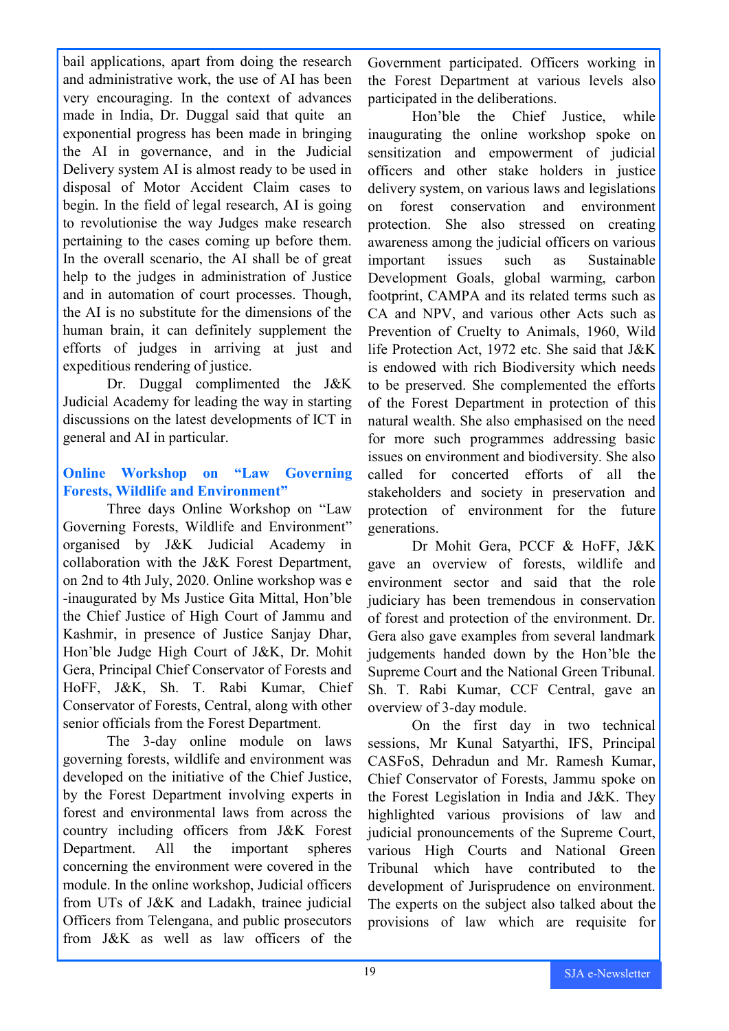bail applications, apart from doing the research and administrative work, the use of AI has been very encouraging. In the context of advances made in India, Dr. Duggal said that quite an exponential progress has been made in bringing the AI in governance, and in the Judicial Delivery system AI is almost ready to be used in disposal of Motor Accident Claim cases to begin. In the field of legal research, AI is going to revolutionise the way Judges make research pertaining to the cases coming up before them. In the overall scenario, the AI shall be of great help to the judges in administration of Justice and in automation of court processes. Though, the AI is no substitute for the dimensions of the human brain, it can definitely supplement the efforts of judges in arriving at just and expeditious rendering of justice.

Dr. Duggal complimented the J&K Judicial Academy for leading the way in starting discussions on the latest developments of ICT in general and AI in particular.

## Online Workshop on "Law Governing Forests, Wildlife and Environment"

Three days Online Workshop on "Law Governing Forests, Wildlife and Environment" organised by J&K Judicial Academy in collaboration with the J&K Forest Department, on 2nd to 4th July, 2020. Online workshop was e -inaugurated by Ms Justice Gita Mittal, Hon'ble the Chief Justice of High Court of Jammu and Kashmir, in presence of Justice Sanjay Dhar, Hon'ble Judge High Court of J&K, Dr. Mohit Gera, Principal Chief Conservator of Forests and HoFF, J&K, Sh. T. Rabi Kumar, Chief Conservator of Forests, Central, along with other senior officials from the Forest Department.

The 3-day online module on laws governing forests, wildlife and environment was developed on the initiative of the Chief Justice, by the Forest Department involving experts in forest and environmental laws from across the country including officers from J&K Forest Department. All the important spheres concerning the environment were covered in the module. In the online workshop, Judicial officers from UTs of J&K and Ladakh, trainee judicial Officers from Telengana, and public prosecutors from J&K as well as law officers of the Government participated. Officers working in the Forest Department at various levels also participated in the deliberations.

Hon'ble the Chief Justice, while inaugurating the online workshop spoke on sensitization and empowerment of judicial officers and other stake holders in justice delivery system, on various laws and legislations on forest conservation and environment protection. She also stressed on creating awareness among the judicial officers on various important issues such as Sustainable Development Goals, global warming, carbon footprint, CAMPA and its related terms such as CA and NPV, and various other Acts such as Prevention of Cruelty to Animals, 1960, Wild life Protection Act, 1972 etc. She said that J&K is endowed with rich Biodiversity which needs to be preserved. She complemented the efforts of the Forest Department in protection of this natural wealth. She also emphasised on the need for more such programmes addressing basic issues on environment and biodiversity. She also called for concerted efforts of all the stakeholders and society in preservation and protection of environment for the future generations.

Dr Mohit Gera, PCCF & HoFF, J&K gave an overview of forests, wildlife and environment sector and said that the role judiciary has been tremendous in conservation of forest and protection of the environment. Dr. Gera also gave examples from several landmark judgements handed down by the Hon'ble the Supreme Court and the National Green Tribunal. Sh. T. Rabi Kumar, CCF Central, gave an overview of 3-day module.

On the first day in two technical sessions, Mr Kunal Satyarthi, IFS, Principal CASFoS, Dehradun and Mr. Ramesh Kumar, Chief Conservator of Forests, Jammu spoke on the Forest Legislation in India and J&K. They highlighted various provisions of law and judicial pronouncements of the Supreme Court, various High Courts and National Green Tribunal which have contributed to the development of Jurisprudence on environment. The experts on the subject also talked about the provisions of law which are requisite for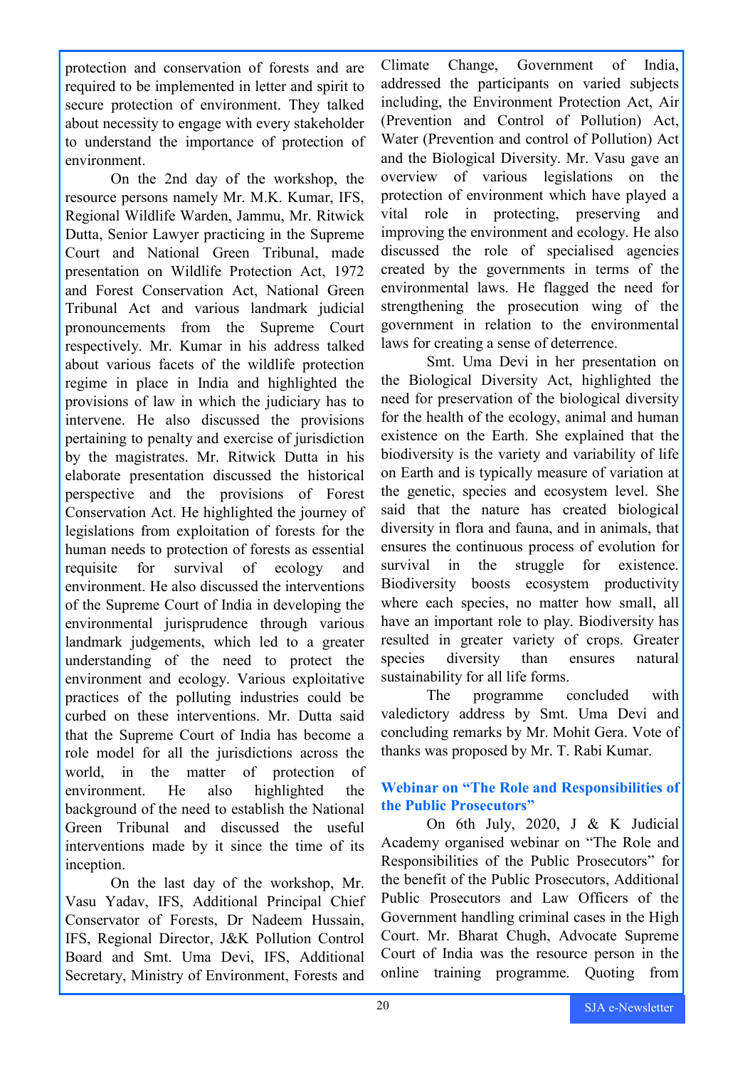protection and conservation of forests and are required to be implemented in letter and spirit to secure protection of environment. They talked about necessity to engage with every stakeholder to understand the importance of protection of environment.

On the 2nd day of the workshop, the resource persons namely Mr. M.K. Kumar, IFS, Regional Wildlife Warden, Jammu, Mr. Ritwick Dutta, Senior Lawyer practicing in the Supreme Court and National Green Tribunal, made presentation on Wildlife Protection Act, 1972 and Forest Conservation Act, National Green Tribunal Act and various landmark judicial pronouncements from the Supreme Court respectively. Mr. Kumar in his address talked about various facets of the wildlife protection regime in place in India and highlighted the provisions of law in which the judiciary has to intervene. He also discussed the provisions pertaining to penalty and exercise of jurisdiction by the magistrates. Mr. Ritwick Dutta in his elaborate presentation discussed the historical perspective and the provisions of Forest Conservation Act. He highlighted the journey of legislations from exploitation of forests for the human needs to protection of forests as essential requisite for survival of ecology and environment. He also discussed the interventions of the Supreme Court of India in developing the environmental jurisprudence through various landmark judgements, which led to a greater understanding of the need to protect the environment and ecology. Various exploitative practices of the polluting industries could be curbed on these interventions. Mr. Dutta said that the Supreme Court of India has become a role model for all the jurisdictions across the world, in the matter of protection of environment. He also highlighted the background of the need to establish the National Green Tribunal and discussed the useful interventions made by it since the time of its inception.

On the last day of the workshop, Mr. Vasu Yadav, IFS, Additional Principal Chief Conservator of Forests, Dr Nadeem Hussain, IFS, Regional Director, J&K Pollution Control Board and Smt. Uma Devi, IFS, Additional Secretary, Ministry of Environment, Forests and Climate Change, Government of India, addressed the participants on varied subjects including, the Environment Protection Act, Air (Prevention and Control of Pollution) Act, Water (Prevention and control of Pollution) Act and the Biological Diversity. Mr. Vasu gave an overview of various legislations on the protection of environment which have played a vital role in protecting, preserving and improving the environment and ecology. He also discussed the role of specialised agencies created by the governments in terms of the environmental laws. He flagged the need for strengthening the prosecution wing of the government in relation to the environmental laws for creating a sense of deterrence.

Smt. Uma Devi in her presentation on the Biological Diversity Act, highlighted the need for preservation of the biological diversity for the health of the ecology, animal and human existence on the Earth. She explained that the biodiversity is the variety and variability of life on Earth and is typically measure of variation at the genetic, species and ecosystem level. She said that the nature has created biological diversity in flora and fauna, and in animals, that ensures the continuous process of evolution for survival in the struggle for existence. Biodiversity boosts ecosystem productivity where each species, no matter how small, all have an important role to play. Biodiversity has resulted in greater variety of crops. Greater species diversity than ensures natural sustainability for all life forms.

The programme concluded with valedictory address by Smt. Uma Devi and concluding remarks by Mr. Mohit Gera. Vote of thanks was proposed by Mr. T. Rabi Kumar.

## Webinar on "The Role and Responsibilities of the Public Prosecutors"

On 6th July, 2020, J & K Judicial Academy organised webinar on "The Role and Responsibilities of the Public Prosecutors" for the benefit of the Public Prosecutors, Additional Public Prosecutors and Law Officers of the Government handling criminal cases in the High Court. Mr. Bharat Chugh, Advocate Supreme Court of India was the resource person in the online training programme. Quoting from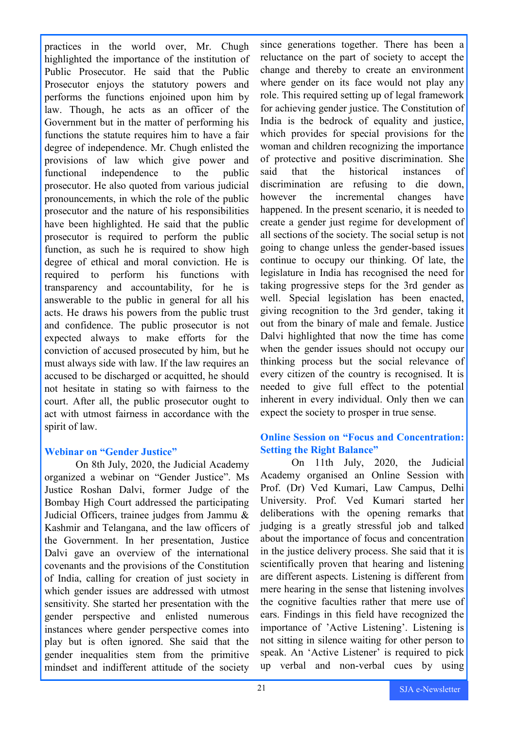practices in the world over, Mr. Chugh highlighted the importance of the institution of Public Prosecutor. He said that the Public Prosecutor enjoys the statutory powers and performs the functions enjoined upon him by law. Though, he acts as an officer of the Government but in the matter of performing his functions the statute requires him to have a fair degree of independence. Mr. Chugh enlisted the provisions of law which give power and functional independence to the public prosecutor. He also quoted from various judicial pronouncements, in which the role of the public prosecutor and the nature of his responsibilities have been highlighted. He said that the public prosecutor is required to perform the public function, as such he is required to show high degree of ethical and moral conviction. He is required to perform his functions with transparency and accountability, for he is answerable to the public in general for all his acts. He draws his powers from the public trust and confidence. The public prosecutor is not expected always to make efforts for the conviction of accused prosecuted by him, but he must always side with law. If the law requires an accused to be discharged or acquitted, he should not hesitate in stating so with fairness to the court. After all, the public prosecutor ought to act with utmost fairness in accordance with the spirit of law.

### Webinar on "Gender Justice"

On 8th July, 2020, the Judicial Academy organized a webinar on "Gender Justice". Ms Justice Roshan Dalvi, former Judge of the Bombay High Court addressed the participating Judicial Officers, trainee judges from Jammu & Kashmir and Telangana, and the law officers of the Government. In her presentation, Justice Dalvi gave an overview of the international covenants and the provisions of the Constitution of India, calling for creation of just society in which gender issues are addressed with utmost sensitivity. She started her presentation with the gender perspective and enlisted numerous instances where gender perspective comes into play but is often ignored. She said that the gender inequalities stem from the primitive mindset and indifferent attitude of the society since generations together. There has been a reluctance on the part of society to accept the change and thereby to create an environment where gender on its face would not play any role. This required setting up of legal framework for achieving gender justice. The Constitution of India is the bedrock of equality and justice, which provides for special provisions for the woman and children recognizing the importance of protective and positive discrimination. She said that the historical instances of discrimination are refusing to die down, however the incremental changes have happened. In the present scenario, it is needed to create a gender just regime for development of all sections of the society. The social setup is not going to change unless the gender-based issues continue to occupy our thinking. Of late, the legislature in India has recognised the need for taking progressive steps for the 3rd gender as well. Special legislation has been enacted, giving recognition to the 3rd gender, taking it out from the binary of male and female. Justice Dalvi highlighted that now the time has come when the gender issues should not occupy our thinking process but the social relevance of every citizen of the country is recognised. It is needed to give full effect to the potential inherent in every individual. Only then we can expect the society to prosper in true sense.

### Online Session on "Focus and Concentration: Setting the Right Balance"

On 11th July, 2020, the Judicial Academy organised an Online Session with Prof. (Dr) Ved Kumari, Law Campus, Delhi University. Prof. Ved Kumari started her deliberations with the opening remarks that judging is a greatly stressful job and talked about the importance of focus and concentration in the justice delivery process. She said that it is scientifically proven that hearing and listening are different aspects. Listening is different from mere hearing in the sense that listening involves the cognitive faculties rather that mere use of ears. Findings in this field have recognized the importance of 'Active Listening'. Listening is not sitting in silence waiting for other person to speak. An 'Active Listener' is required to pick up verbal and non-verbal cues by using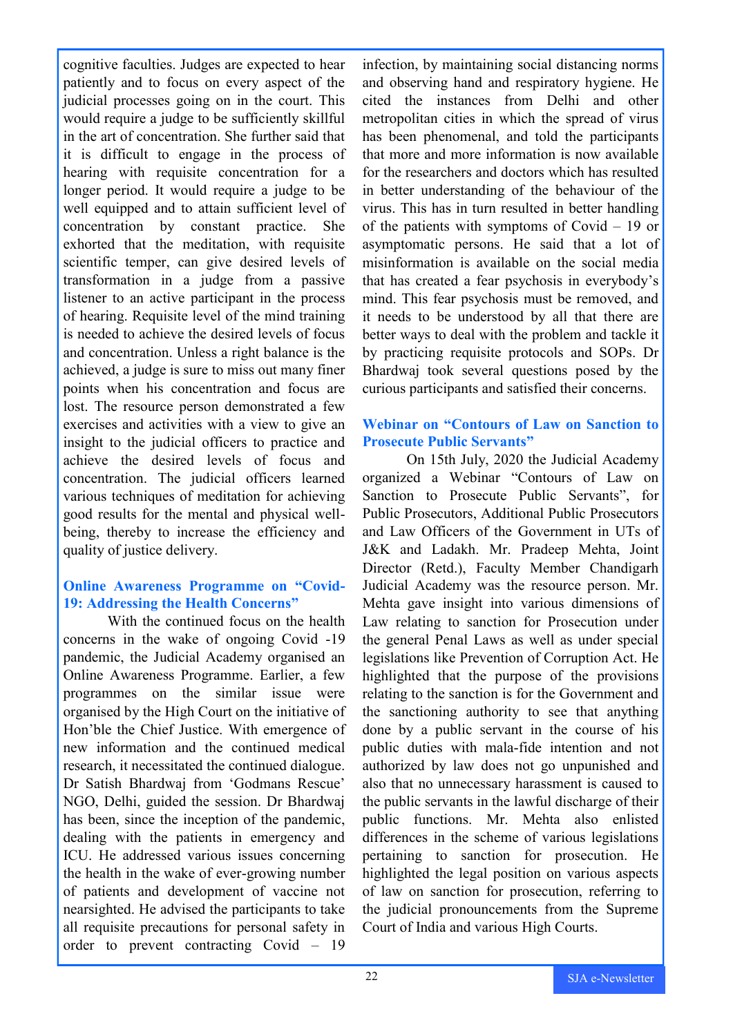cognitive faculties. Judges are expected to hear patiently and to focus on every aspect of the judicial processes going on in the court. This would require a judge to be sufficiently skillful in the art of concentration. She further said that it is difficult to engage in the process of hearing with requisite concentration for a longer period. It would require a judge to be well equipped and to attain sufficient level of concentration by constant practice. She exhorted that the meditation, with requisite scientific temper, can give desired levels of transformation in a judge from a passive listener to an active participant in the process of hearing. Requisite level of the mind training is needed to achieve the desired levels of focus and concentration. Unless a right balance is the achieved, a judge is sure to miss out many finer points when his concentration and focus are lost. The resource person demonstrated a few exercises and activities with a view to give an insight to the judicial officers to practice and achieve the desired levels of focus and concentration. The judicial officers learned various techniques of meditation for achieving good results for the mental and physical well-being, thereby to increase the efficiency and quality of justice delivery.

### Online Awareness Programme on "Covid-19: Addressing the Health Concerns"

With the continued focus on the health concerns in the wake of ongoing Covid -19 pandemic, the Judicial Academy organised an Online Awareness Programme. Earlier, a few programmes on the similar issue were organised by the High Court on the initiative of Hon'ble the Chief Justice. With emergence of new information and the continued medical research, it necessitated the continued dialogue. Dr Satish Bhardwaj from 'Godmans Rescue' NGO, Delhi, guided the session. Dr Bhardwaj has been, since the inception of the pandemic, dealing with the patients in emergency and ICU. He addressed various issues concerning the health in the wake of ever-growing number of patients and development of vaccine not nearsighted. He advised the participants to take all requisite precautions for personal safety in order to prevent contracting Covid – 19 infection, by maintaining social distancing norms and observing hand and respiratory hygiene. He cited the instances from Delhi and other metropolitan cities in which the spread of virus has been phenomenal, and told the participants that more and more information is now available for the researchers and doctors which has resulted in better understanding of the behaviour of the virus. This has in turn resulted in better handling of the patients with symptoms of Covid – 19 or asymptomatic persons. He said that a lot of misinformation is available on the social media that has created a fear psychosis in everybody's mind. This fear psychosis must be removed, and it needs to be understood by all that there are better ways to deal with the problem and tackle it by practicing requisite protocols and SOPs. Dr Bhardwaj took several questions posed by the curious participants and satisfied their concerns.

### Webinar on "Contours of Law on Sanction to Prosecute Public Servants"

On 15th July, 2020 the Judicial Academy organized a Webinar "Contours of Law on Sanction to Prosecute Public Servants", for Public Prosecutors, Additional Public Prosecutors and Law Officers of the Government in UTs of J&K and Ladakh. Mr. Pradeep Mehta, Joint Director (Retd.), Faculty Member Chandigarh Judicial Academy was the resource person. Mr. Mehta gave insight into various dimensions of Law relating to sanction for Prosecution under the general Penal Laws as well as under special legislations like Prevention of Corruption Act. He highlighted that the purpose of the provisions relating to the sanction is for the Government and the sanctioning authority to see that anything done by a public servant in the course of his public duties with mala-fide intention and not authorized by law does not go unpunished and also that no unnecessary harassment is caused to the public servants in the lawful discharge of their public functions. Mr. Mehta also enlisted differences in the scheme of various legislations pertaining to sanction for prosecution. He highlighted the legal position on various aspects of law on sanction for prosecution, referring to the judicial pronouncements from the Supreme Court of India and various High Courts.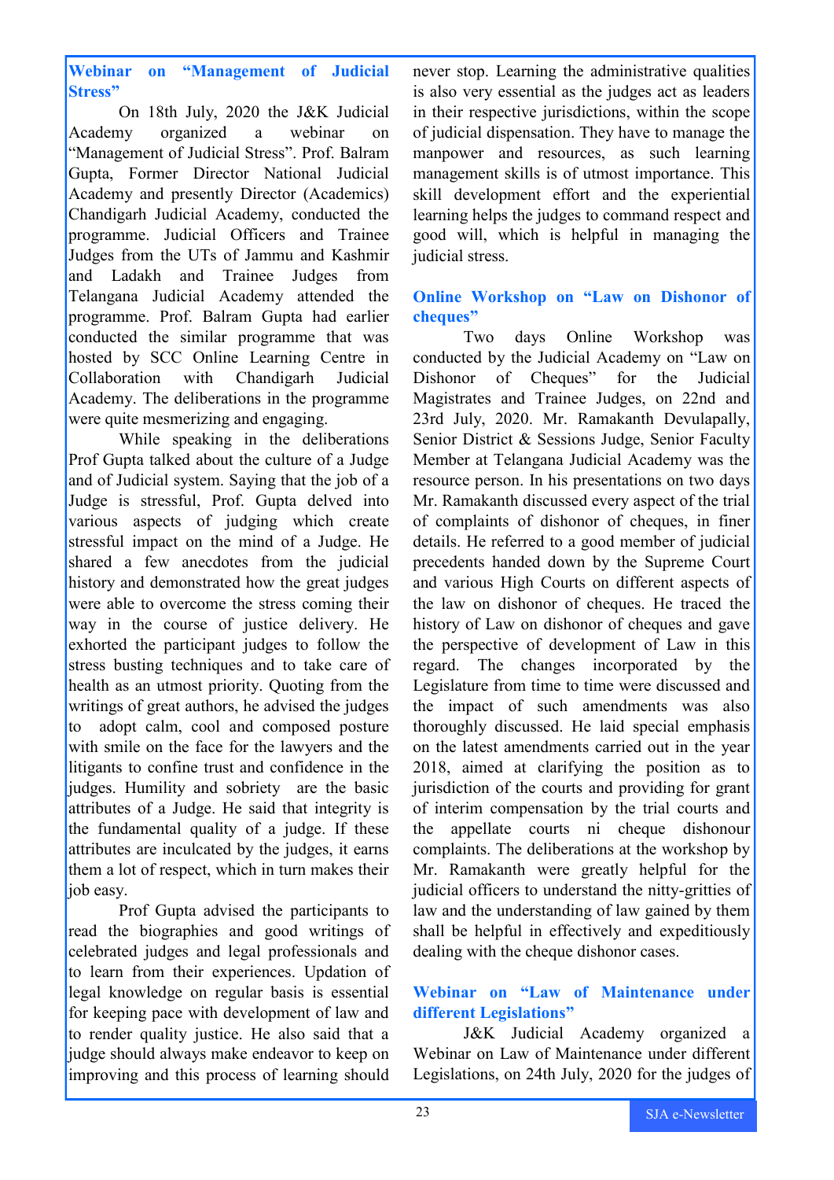## Webinar on "Management of Judicial Stress"

On 18th July, 2020 the J&K Judicial Academy organized a webinar on "Management of Judicial Stress". Prof. Balram Gupta, Former Director National Judicial Academy and presently Director (Academics) Chandigarh Judicial Academy, conducted the programme. Judicial Officers and Trainee Judges from the UTs of Jammu and Kashmir and Ladakh and Trainee Judges from Telangana Judicial Academy attended the programme. Prof. Balram Gupta had earlier conducted the similar programme that was hosted by SCC Online Learning Centre in Collaboration with Chandigarh Judicial Academy. The deliberations in the programme were quite mesmerizing and engaging.

While speaking in the deliberations Prof Gupta talked about the culture of a Judge and of Judicial system. Saying that the job of a Judge is stressful, Prof. Gupta delved into various aspects of judging which create stressful impact on the mind of a Judge. He shared a few anecdotes from the judicial history and demonstrated how the great judges were able to overcome the stress coming their way in the course of justice delivery. He exhorted the participant judges to follow the stress busting techniques and to take care of health as an utmost priority. Quoting from the writings of great authors, he advised the judges to adopt calm, cool and composed posture with smile on the face for the lawyers and the litigants to confine trust and confidence in the judges. Humility and sobriety are the basic attributes of a Judge. He said that integrity is the fundamental quality of a judge. If these attributes are inculcated by the judges, it earns them a lot of respect, which in turn makes their job easy.

Prof Gupta advised the participants to read the biographies and good writings of celebrated judges and legal professionals and to learn from their experiences. Updation of legal knowledge on regular basis is essential for keeping pace with development of law and to render quality justice. He also said that a judge should always make endeavor to keep on improving and this process of learning should never stop. Learning the administrative qualities is also very essential as the judges act as leaders in their respective jurisdictions, within the scope of judicial dispensation. They have to manage the manpower and resources, as such learning management skills is of utmost importance. This skill development effort and the experiential learning helps the judges to command respect and good will, which is helpful in managing the judicial stress.

## Online Workshop on "Law on Dishonor of cheques"

Two days Online Workshop was conducted by the Judicial Academy on "Law on Dishonor of Cheques" for the Judicial Magistrates and Trainee Judges, on 22nd and 23rd July, 2020. Mr. Ramakanth Devulapally, Senior District & Sessions Judge, Senior Faculty Member at Telangana Judicial Academy was the resource person. In his presentations on two days Mr. Ramakanth discussed every aspect of the trial of complaints of dishonor of cheques, in finer details. He referred to a good member of judicial precedents handed down by the Supreme Court and various High Courts on different aspects of the law on dishonor of cheques. He traced the history of Law on dishonor of cheques and gave the perspective of development of Law in this regard. The changes incorporated by the Legislature from time to time were discussed and the impact of such amendments was also thoroughly discussed. He laid special emphasis on the latest amendments carried out in the year 2018, aimed at clarifying the position as to jurisdiction of the courts and providing for grant of interim compensation by the trial courts and the appellate courts ni cheque dishonour complaints. The deliberations at the workshop by Mr. Ramakanth were greatly helpful for the judicial officers to understand the nitty-gritties of law and the understanding of law gained by them shall be helpful in effectively and expeditiously dealing with the cheque dishonor cases.

## Webinar on "Law of Maintenance under different Legislations"

J&K Judicial Academy organized a Webinar on Law of Maintenance under different Legislations, on 24th July, 2020 for the judges of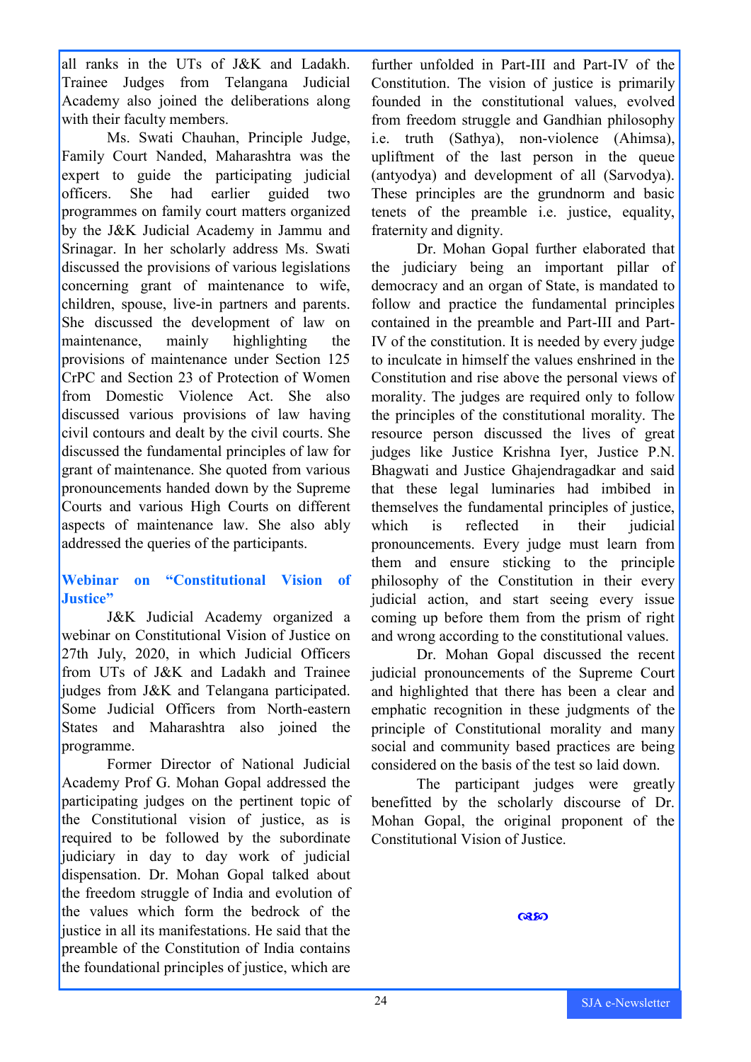all ranks in the UTs of J&K and Ladakh. Trainee Judges from Telangana Judicial Academy also joined the deliberations along with their faculty members.

Ms. Swati Chauhan, Principle Judge, Family Court Nanded, Maharashtra was the expert to guide the participating judicial officers. She had earlier guided two programmes on family court matters organized by the J&K Judicial Academy in Jammu and Srinagar. In her scholarly address Ms. Swati discussed the provisions of various legislations concerning grant of maintenance to wife, children, spouse, live-in partners and parents. She discussed the development of law on maintenance, mainly highlighting the provisions of maintenance under Section 125 CrPC and Section 23 of Protection of Women from Domestic Violence Act. She also discussed various provisions of law having civil contours and dealt by the civil courts. She discussed the fundamental principles of law for grant of maintenance. She quoted from various pronouncements handed down by the Supreme Courts and various High Courts on different aspects of maintenance law. She also ably addressed the queries of the participants.

### Webinar on "Constitutional Vision of Justice"

J&K Judicial Academy organized a webinar on Constitutional Vision of Justice on 27th July, 2020, in which Judicial Officers from UTs of J&K and Ladakh and Trainee judges from J&K and Telangana participated. Some Judicial Officers from North-eastern States and Maharashtra also joined the programme.

Former Director of National Judicial Academy Prof G. Mohan Gopal addressed the participating judges on the pertinent topic of the Constitutional vision of justice, as is required to be followed by the subordinate judiciary in day to day work of judicial dispensation. Dr. Mohan Gopal talked about the freedom struggle of India and evolution of the values which form the bedrock of the justice in all its manifestations. He said that the preamble of the Constitution of India contains the foundational principles of justice, which are further unfolded in Part-III and Part-IV of the Constitution. The vision of justice is primarily founded in the constitutional values, evolved from freedom struggle and Gandhian philosophy i.e. truth (Sathya), non-violence (Ahimsa), upliftment of the last person in the queue (antyodya) and development of all (Sarvodya). These principles are the grundnorm and basic tenets of the preamble i.e. justice, equality, fraternity and dignity.

Dr. Mohan Gopal further elaborated that the judiciary being an important pillar of democracy and an organ of State, is mandated to follow and practice the fundamental principles contained in the preamble and Part-III and Part-IV of the constitution. It is needed by every judge to inculcate in himself the values enshrined in the Constitution and rise above the personal views of morality. The judges are required only to follow the principles of the constitutional morality. The resource person discussed the lives of great judges like Justice Krishna Iyer, Justice P.N. Bhagwati and Justice Ghajendragadkar and said that these legal luminaries had imbibed in themselves the fundamental principles of justice, which is reflected in their judicial pronouncements. Every judge must learn from them and ensure sticking to the principle philosophy of the Constitution in their every judicial action, and start seeing every issue coming up before them from the prism of right and wrong according to the constitutional values.

Dr. Mohan Gopal discussed the recent judicial pronouncements of the Supreme Court and highlighted that there has been a clear and emphatic recognition in these judgments of the principle of Constitutional morality and many social and community based practices are being considered on the basis of the test so laid down.

The participant judges were greatly benefitted by the scholarly discourse of Dr. Mohan Gopal, the original proponent of the Constitutional Vision of Justice.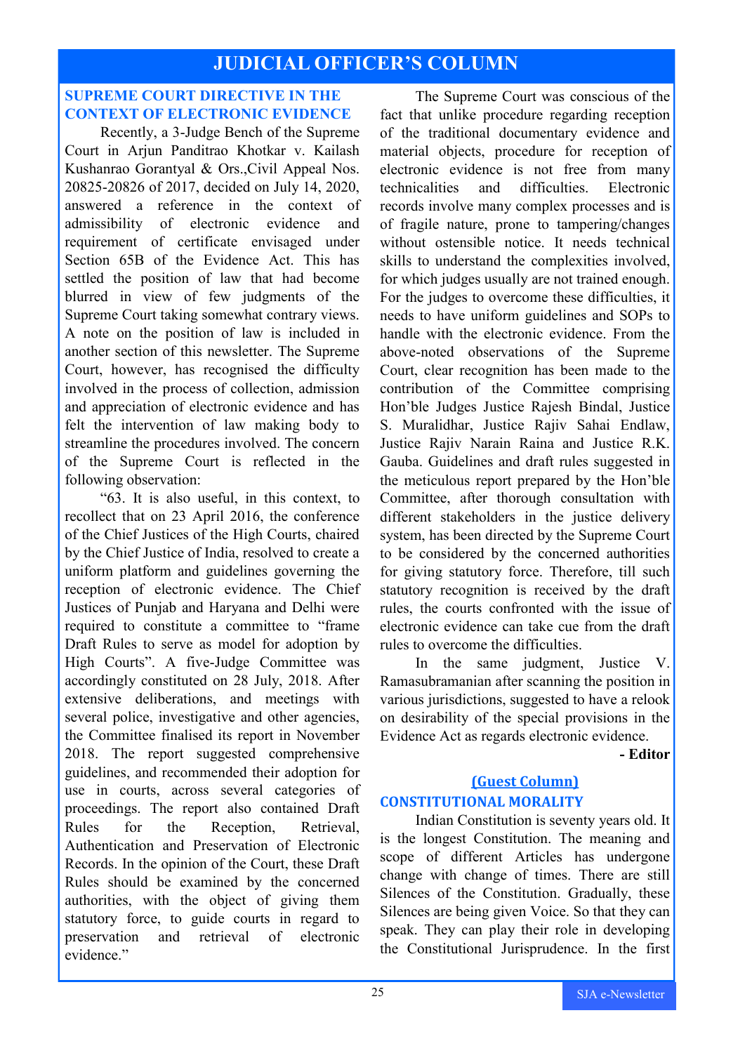## JUDICIAL OFFICER'S COLUMN

### SUPREME COURT DIRECTIVE IN THE CONTEXT OF ELECTRONIC EVIDENCE

Recently, a 3-Judge Bench of the Supreme Court in Arjun Panditrao Khotkar v. Kailash Kushanrao Gorantyal & Ors.,Civil Appeal Nos. 20825-20826 of 2017, decided on July 14, 2020, answered a reference in the context of admissibility of electronic evidence and requirement of certificate envisaged under Section 65B of the Evidence Act. This has settled the position of law that had become blurred in view of few judgments of the Supreme Court taking somewhat contrary views. A note on the position of law is included in another section of this newsletter. The Supreme Court, however, has recognised the difficulty involved in the process of collection, admission and appreciation of electronic evidence and has felt the intervention of law making body to streamline the procedures involved. The concern of the Supreme Court is reflected in the following observation:

"63. It is also useful, in this context, to recollect that on 23 April 2016, the conference of the Chief Justices of the High Courts, chaired by the Chief Justice of India, resolved to create a uniform platform and guidelines governing the reception of electronic evidence. The Chief Justices of Punjab and Haryana and Delhi were required to constitute a committee to "frame Draft Rules to serve as model for adoption by High Courts". A five-Judge Committee was accordingly constituted on 28 July, 2018. After extensive deliberations, and meetings with several police, investigative and other agencies, the Committee finalised its report in November 2018. The report suggested comprehensive guidelines, and recommended their adoption for use in courts, across several categories of proceedings. The report also contained Draft Rules for the Reception, Retrieval, Authentication and Preservation of Electronic Records. In the opinion of the Court, these Draft Rules should be examined by the concerned authorities, with the object of giving them statutory force, to guide courts in regard to preservation and retrieval of electronic evidence."

The Supreme Court was conscious of the fact that unlike procedure regarding reception of the traditional documentary evidence and material objects, procedure for reception of electronic evidence is not free from many technicalities and difficulties. Electronic records involve many complex processes and is of fragile nature, prone to tampering/changes without ostensible notice. It needs technical skills to understand the complexities involved, for which judges usually are not trained enough. For the judges to overcome these difficulties, it needs to have uniform guidelines and SOPs to handle with the electronic evidence. From the above-noted observations of the Supreme Court, clear recognition has been made to the contribution of the Committee comprising Hon'ble Judges Justice Rajesh Bindal, Justice S. Muralidhar, Justice Rajiv Sahai Endlaw, Justice Rajiv Narain Raina and Justice R.K. Gauba. Guidelines and draft rules suggested in the meticulous report prepared by the Hon'ble Committee, after thorough consultation with different stakeholders in the justice delivery system, has been directed by the Supreme Court to be considered by the concerned authorities for giving statutory force. Therefore, till such statutory recognition is received by the draft rules, the courts confronted with the issue of electronic evidence can take cue from the draft rules to overcome the difficulties.

In the same judgment, Justice V. Ramasubramanian after scanning the position in various jurisdictions, suggested to have a relook on desirability of the special provisions in the Evidence Act as regards electronic evidence.

**- Editor**

**(Guest Column)**

### CONSTITUTIONAL MORALITY

Indian Constitution is seventy years old. It is the longest Constitution. The meaning and scope of different Articles has undergone change with change of times. There are still Silences of the Constitution. Gradually, these Silences are being given Voice. So that they can speak. They can play their role in developing the Constitutional Jurisprudence. In the first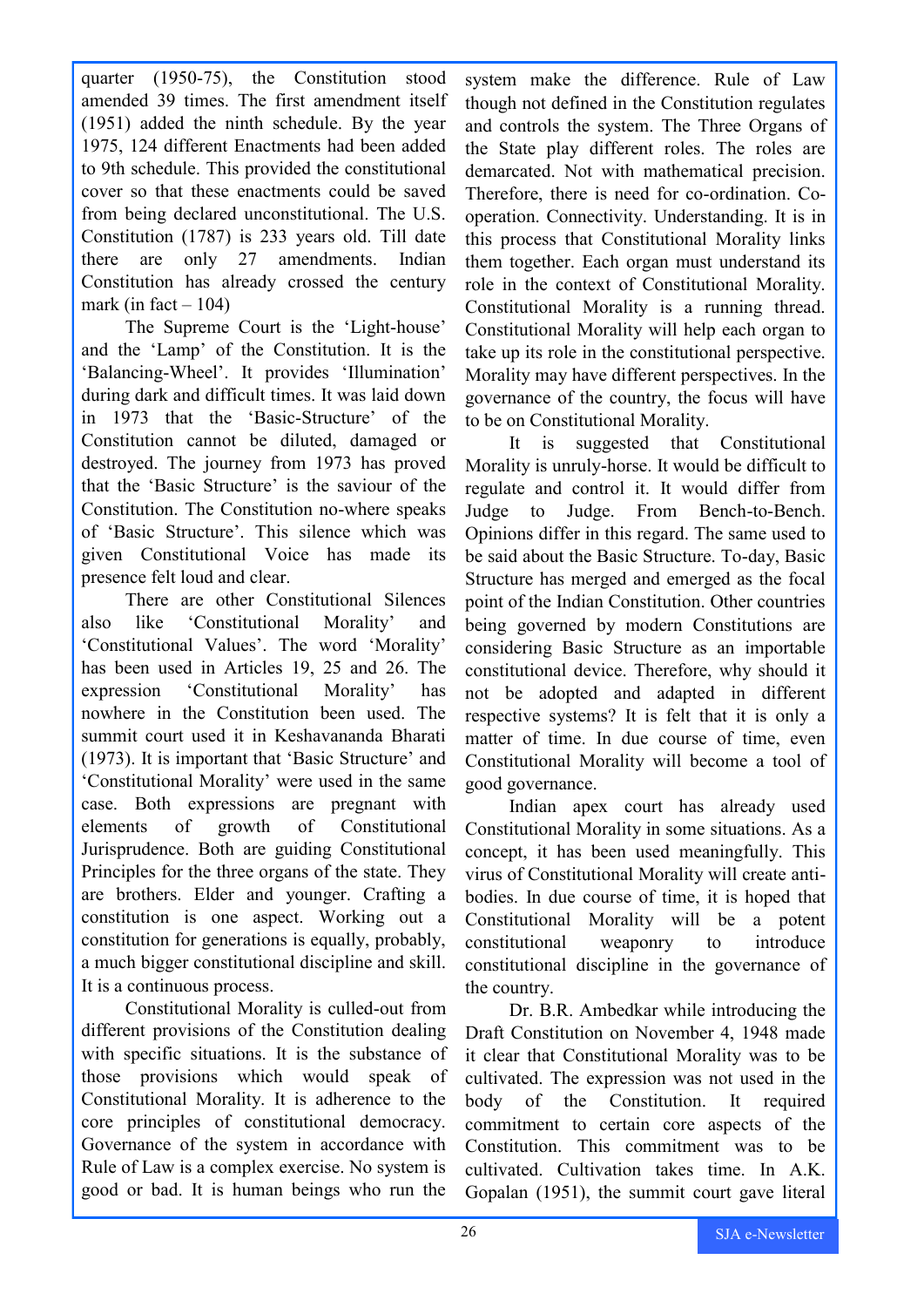quarter (1950-75), the Constitution stood amended 39 times. The first amendment itself (1951) added the ninth schedule. By the year 1975, 124 different Enactments had been added to 9th schedule. This provided the constitutional cover so that these enactments could be saved from being declared unconstitutional. The U.S. Constitution (1787) is 233 years old. Till date there are only 27 amendments. Indian Constitution has already crossed the century mark (in fact – 104)

The Supreme Court is the 'Light-house' and the 'Lamp' of the Constitution. It is the 'Balancing-Wheel'. It provides 'Illumination' during dark and difficult times. It was laid down in 1973 that the 'Basic-Structure' of the Constitution cannot be diluted, damaged or destroyed. The journey from 1973 has proved that the 'Basic Structure' is the saviour of the Constitution. The Constitution no-where speaks of 'Basic Structure'. This silence which was given Constitutional Voice has made its presence felt loud and clear.

There are other Constitutional Silences also like 'Constitutional Morality' and 'Constitutional Values'. The word 'Morality' has been used in Articles 19, 25 and 26. The expression 'Constitutional Morality' has nowhere in the Constitution been used. The summit court used it in Keshavananda Bharati (1973). It is important that 'Basic Structure' and 'Constitutional Morality' were used in the same case. Both expressions are pregnant with elements of growth of Constitutional Jurisprudence. Both are guiding Constitutional Principles for the three organs of the state. They are brothers. Elder and younger. Crafting a constitution is one aspect. Working out a constitution for generations is equally, probably, a much bigger constitutional discipline and skill. It is a continuous process.

Constitutional Morality is culled-out from different provisions of the Constitution dealing with specific situations. It is the substance of those provisions which would speak of Constitutional Morality. It is adherence to the core principles of constitutional democracy. Governance of the system in accordance with Rule of Law is a complex exercise. No system is good or bad. It is human beings who run the system make the difference. Rule of Law though not defined in the Constitution regulates and controls the system. The Three Organs of the State play different roles. The roles are demarcated. Not with mathematical precision. Therefore, there is need for co-ordination. Co-operation. Connectivity. Understanding. It is in this process that Constitutional Morality links them together. Each organ must understand its role in the context of Constitutional Morality. Constitutional Morality is a running thread. Constitutional Morality will help each organ to take up its role in the constitutional perspective. Morality may have different perspectives. In the governance of the country, the focus will have to be on Constitutional Morality.

It is suggested that Constitutional Morality is unruly-horse. It would be difficult to regulate and control it. It would differ from Judge to Judge. From Bench-to-Bench. Opinions differ in this regard. The same used to be said about the Basic Structure. To-day, Basic Structure has merged and emerged as the focal point of the Indian Constitution. Other countries being governed by modern Constitutions are considering Basic Structure as an importable constitutional device. Therefore, why should it not be adopted and adapted in different respective systems? It is felt that it is only a matter of time. In due course of time, even Constitutional Morality will become a tool of good governance.

Indian apex court has already used Constitutional Morality in some situations. As a concept, it has been used meaningfully. This virus of Constitutional Morality will create anti-bodies. In due course of time, it is hoped that Constitutional Morality will be a potent constitutional weaponry to introduce constitutional discipline in the governance of the country.

Dr. B.R. Ambedkar while introducing the Draft Constitution on November 4, 1948 made it clear that Constitutional Morality was to be cultivated. The expression was not used in the body of the Constitution. It required commitment to certain core aspects of the Constitution. This commitment was to be cultivated. Cultivation takes time. In A.K. Gopalan (1951), the summit court gave literal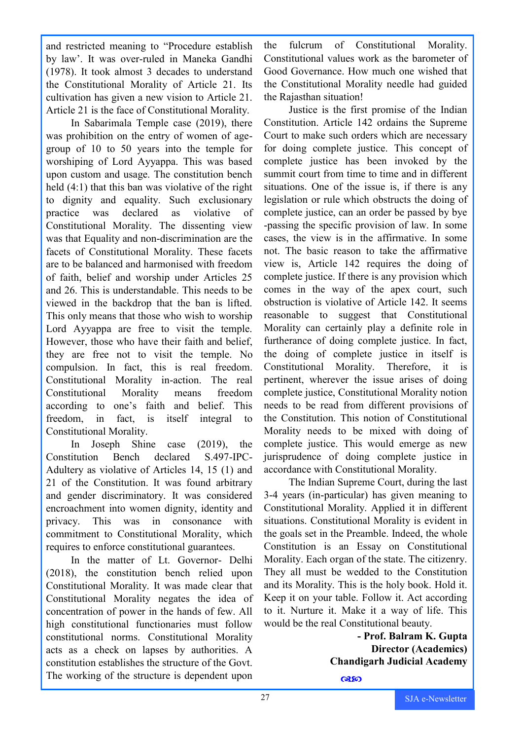and restricted meaning to "Procedure establish by law'. It was over-ruled in Maneka Gandhi (1978). It took almost 3 decades to understand the Constitutional Morality of Article 21. Its cultivation has given a new vision to Article 21. Article 21 is the face of Constitutional Morality.

In Sabarimala Temple case (2019), there was prohibition on the entry of women of age-group of 10 to 50 years into the temple for worshiping of Lord Ayyappa. This was based upon custom and usage. The constitution bench held (4:1) that this ban was violative of the right to dignity and equality. Such exclusionary practice was declared as violative of Constitutional Morality. The dissenting view was that Equality and non-discrimination are the facets of Constitutional Morality. These facets are to be balanced and harmonised with freedom of faith, belief and worship under Articles 25 and 26. This is understandable. This needs to be viewed in the backdrop that the ban is lifted. This only means that those who wish to worship Lord Ayyappa are free to visit the temple. However, those who have their faith and belief, they are free not to visit the temple. No compulsion. In fact, this is real freedom. Constitutional Morality in-action. The real Constitutional Morality means freedom according to one's faith and belief. This freedom, in fact, is itself integral to Constitutional Morality.

In Joseph Shine case (2019), the Constitution Bench declared S.497-IPC-Adultery as violative of Articles 14, 15 (1) and 21 of the Constitution. It was found arbitrary and gender discriminatory. It was considered encroachment into women dignity, identity and privacy. This was in consonance with commitment to Constitutional Morality, which requires to enforce constitutional guarantees.

In the matter of Lt. Governor- Delhi (2018), the constitution bench relied upon Constitutional Morality. It was made clear that Constitutional Morality negates the idea of concentration of power in the hands of few. All high constitutional functionaries must follow constitutional norms. Constitutional Morality acts as a check on lapses by authorities. A constitution establishes the structure of the Govt. The working of the structure is dependent upon the fulcrum of Constitutional Morality. Constitutional values work as the barometer of Good Governance. How much one wished that the Constitutional Morality needle had guided the Rajasthan situation!

Justice is the first promise of the Indian Constitution. Article 142 ordains the Supreme Court to make such orders which are necessary for doing complete justice. This concept of complete justice has been invoked by the summit court from time to time and in different situations. One of the issue is, if there is any legislation or rule which obstructs the doing of complete justice, can an order be passed by bye -passing the specific provision of law. In some cases, the view is in the affirmative. In some not. The basic reason to take the affirmative view is, Article 142 requires the doing of complete justice. If there is any provision which comes in the way of the apex court, such obstruction is violative of Article 142. It seems reasonable to suggest that Constitutional Morality can certainly play a definite role in furtherance of doing complete justice. In fact, the doing of complete justice in itself is Constitutional Morality. Therefore, it is pertinent, wherever the issue arises of doing complete justice, Constitutional Morality notion needs to be read from different provisions of the Constitution. This notion of Constitutional Morality needs to be mixed with doing of complete justice. This would emerge as new jurisprudence of doing complete justice in accordance with Constitutional Morality.

The Indian Supreme Court, during the last 3-4 years (in-particular) has given meaning to Constitutional Morality. Applied it in different situations. Constitutional Morality is evident in the goals set in the Preamble. Indeed, the whole Constitution is an Essay on Constitutional Morality. Each organ of the state. The citizenry. They all must be wedded to the Constitution and its Morality. This is the holy book. Hold it. Keep it on your table. Follow it. Act according to it. Nurture it. Make it a way of life. This would be the real Constitutional beauty.

**- Prof. Balram K. Gupta**
**Director (Academics)**
**Chandigarh Judicial Academy**